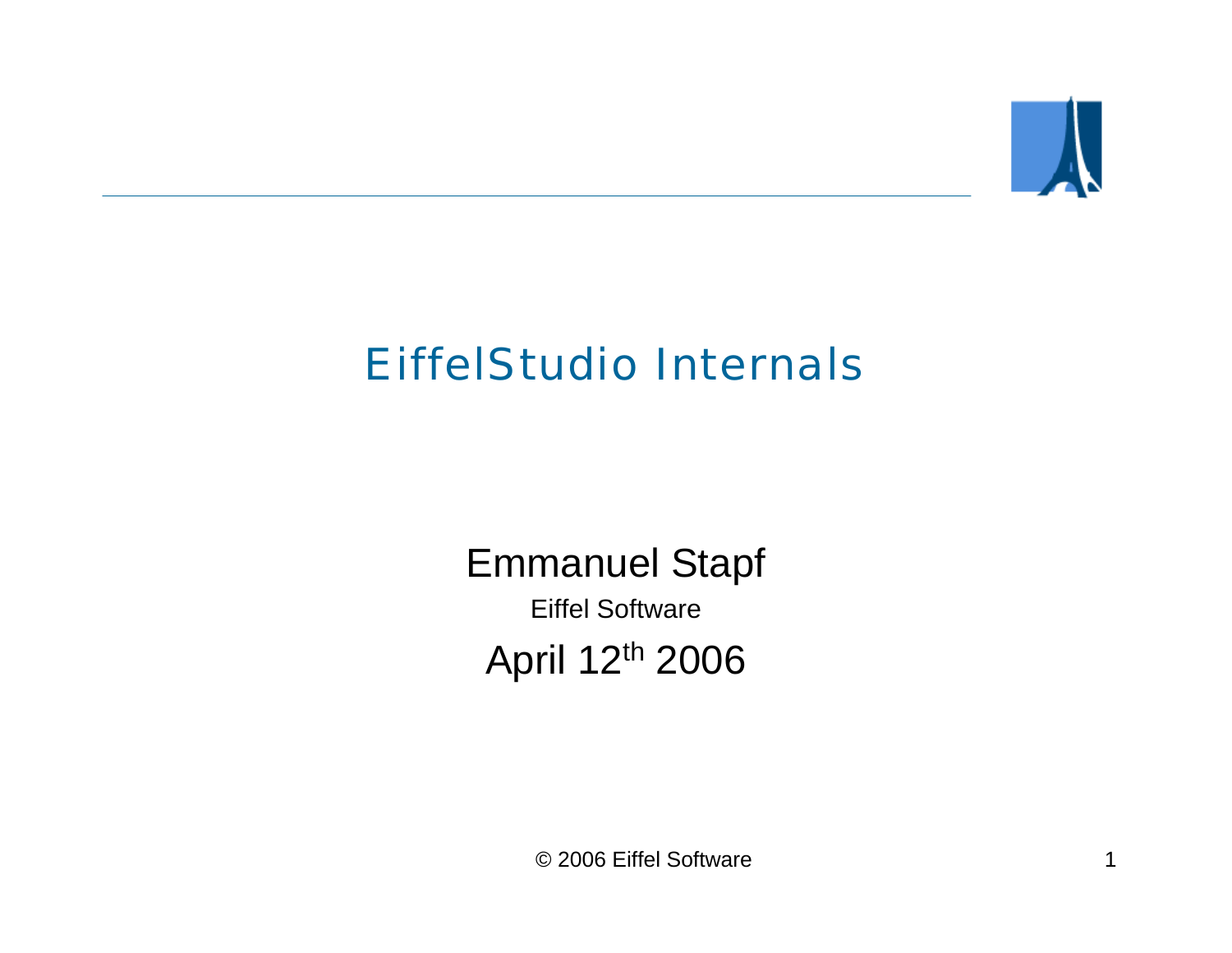# EiffelStudio Internals

Emmanuel Stapf

Eiffel Software

April 12th 2006

© 2006 Eiffel Software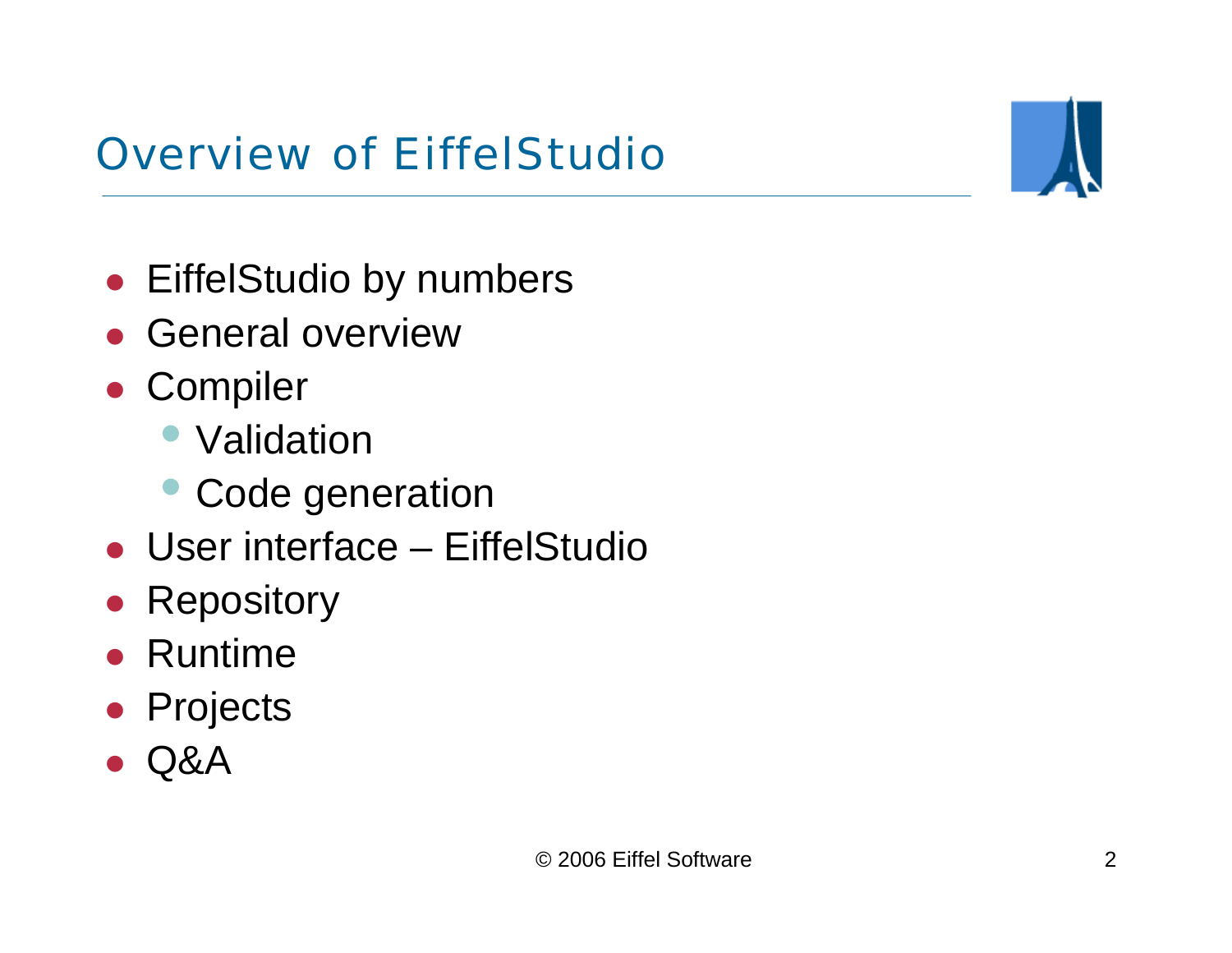# Overview of EiffelStudio

- EiffelStudio by numbers
- General overview
- Compiler
  - Validation
  - Code generation
- User interface – EiffelStudio
- Repository
- Runtime
- Projects
- Q&A

© 2006 Eiffel Software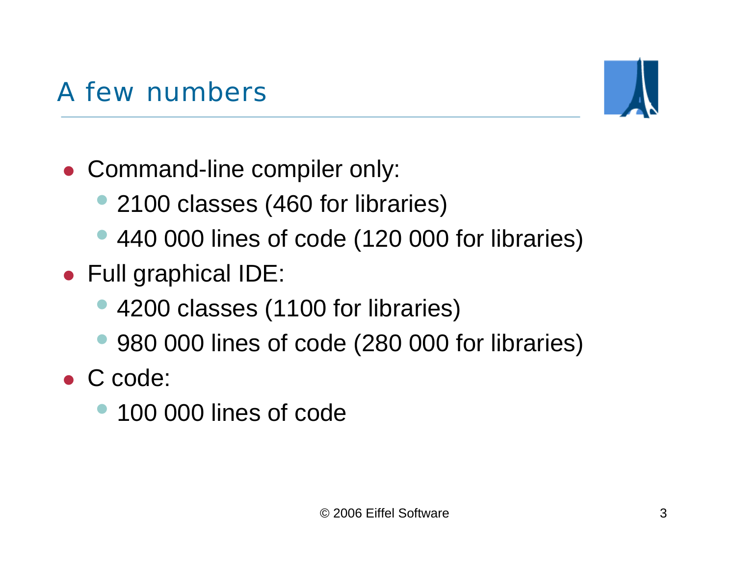# A few numbers

- Command-line compiler only:
  - 2100 classes (460 for libraries)
  - 440 000 lines of code (120 000 for libraries)
- Full graphical IDE:
  - 4200 classes (1100 for libraries)
  - 980 000 lines of code (280 000 for libraries)
- C code:
  - 100 000 lines of code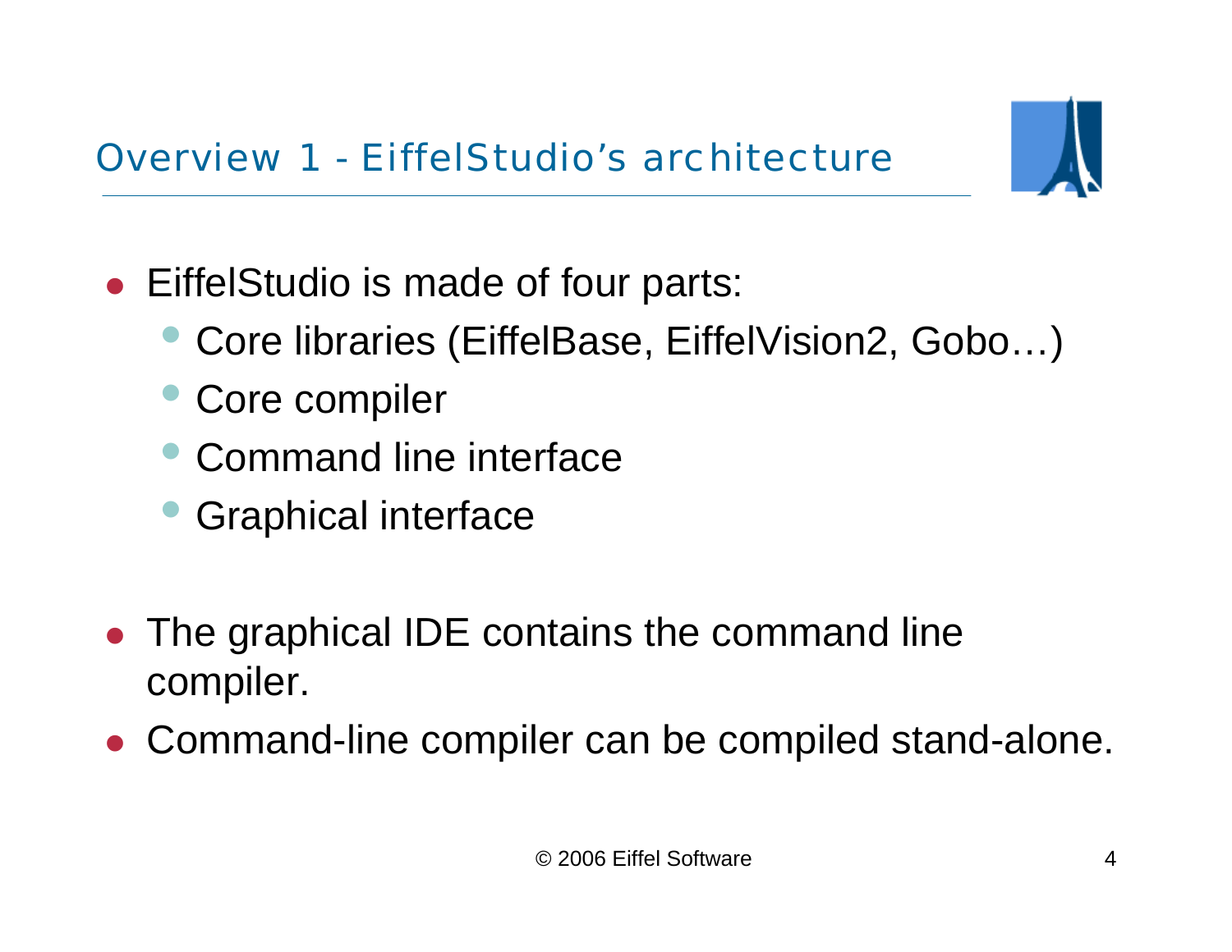# Overview 1 - EiffelStudio's architecture

- EiffelStudio is made of four parts:
  - Core libraries (EiffelBase, EiffelVision2, Gobo…)
  - Core compiler
  - Command line interface
  - Graphical interface

- The graphical IDE contains the command line compiler.
- Command-line compiler can be compiled stand-alone.

© 2006 Eiffel Software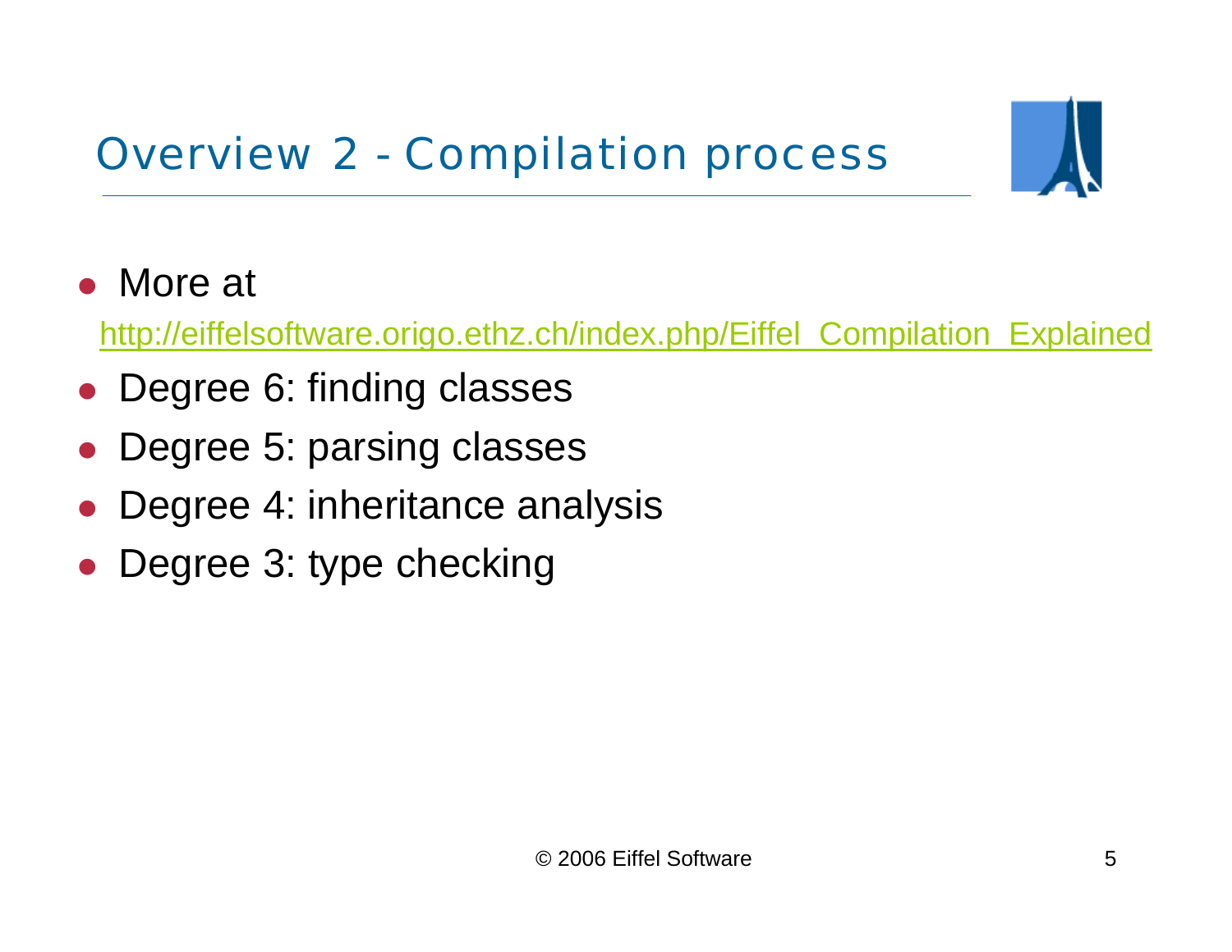# Overview 2 - Compilation process

- More at
  http://eiffelsoftware.origo.ethz.ch/index.php/Eiffel_Compilation_Explained
- Degree 6: finding classes
- Degree 5: parsing classes
- Degree 4: inheritance analysis
- Degree 3: type checking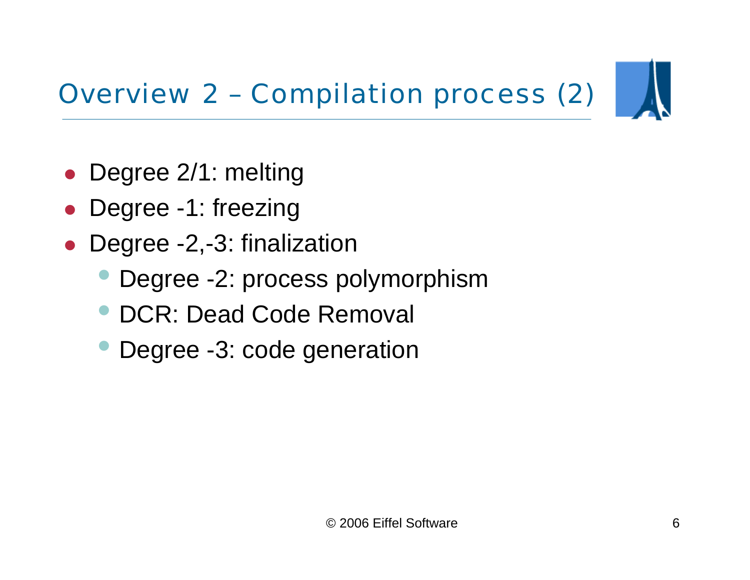# Overview 2 – Compilation process (2)

- Degree 2/1: melting
- Degree -1: freezing
- Degree -2,-3: finalization
  - Degree -2: process polymorphism
  - DCR: Dead Code Removal
  - Degree -3: code generation

© 2006 Eiffel Software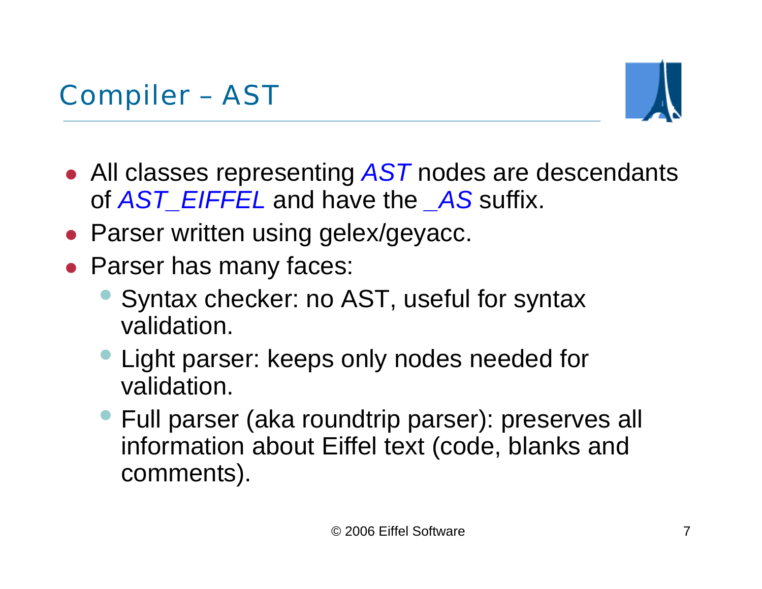# Compiler – AST

- All classes representing *AST* nodes are descendants of *AST_EIFFEL* and have the *_AS* suffix.
- Parser written using gelex/geyacc.
- Parser has many faces:
  - Syntax checker: no AST, useful for syntax validation.
  - Light parser: keeps only nodes needed for validation.
  - Full parser (aka roundtrip parser): preserves all information about Eiffel text (code, blanks and comments).

© 2006 Eiffel Software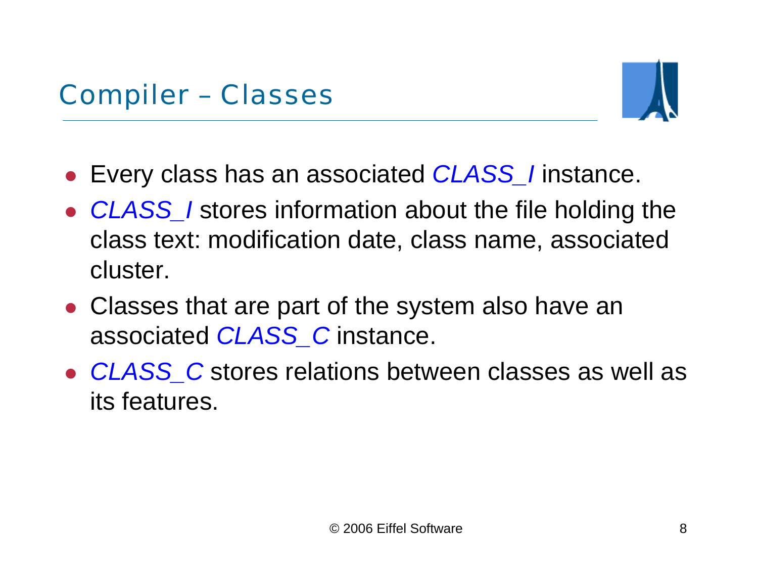# Compiler – Classes

- Every class has an associated *CLASS_I* instance.
- *CLASS_I* stores information about the file holding the class text: modification date, class name, associated cluster.
- Classes that are part of the system also have an associated *CLASS_C* instance.
- *CLASS_C* stores relations between classes as well as its features.

© 2006 Eiffel Software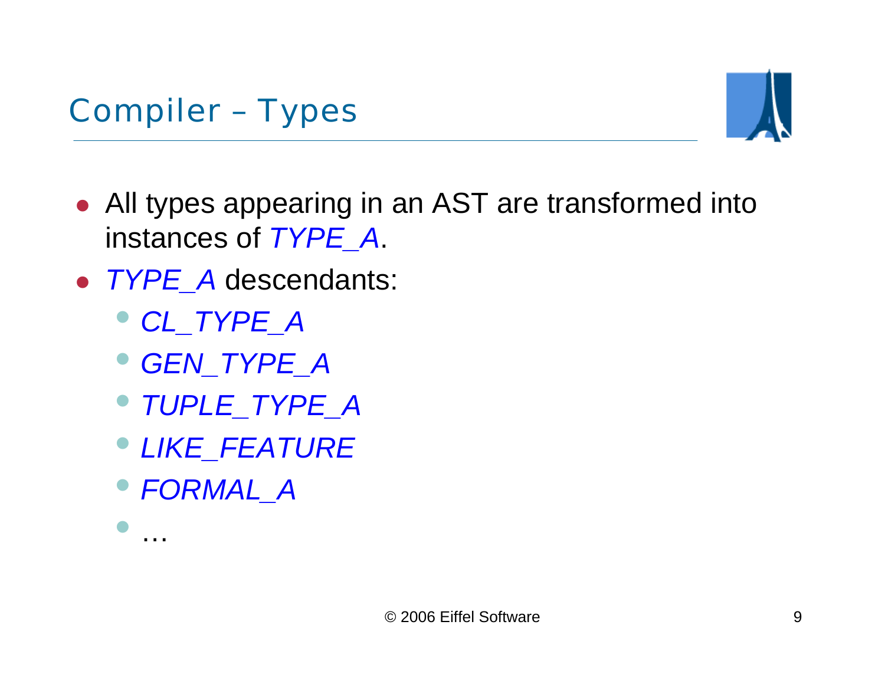# Compiler – Types

- All types appearing in an AST are transformed into instances of *TYPE_A*.
- *TYPE_A* descendants:
  - *CL_TYPE_A*
  - *GEN_TYPE_A*
  - *TUPLE_TYPE_A*
  - *LIKE_FEATURE*
  - *FORMAL_A*
  - …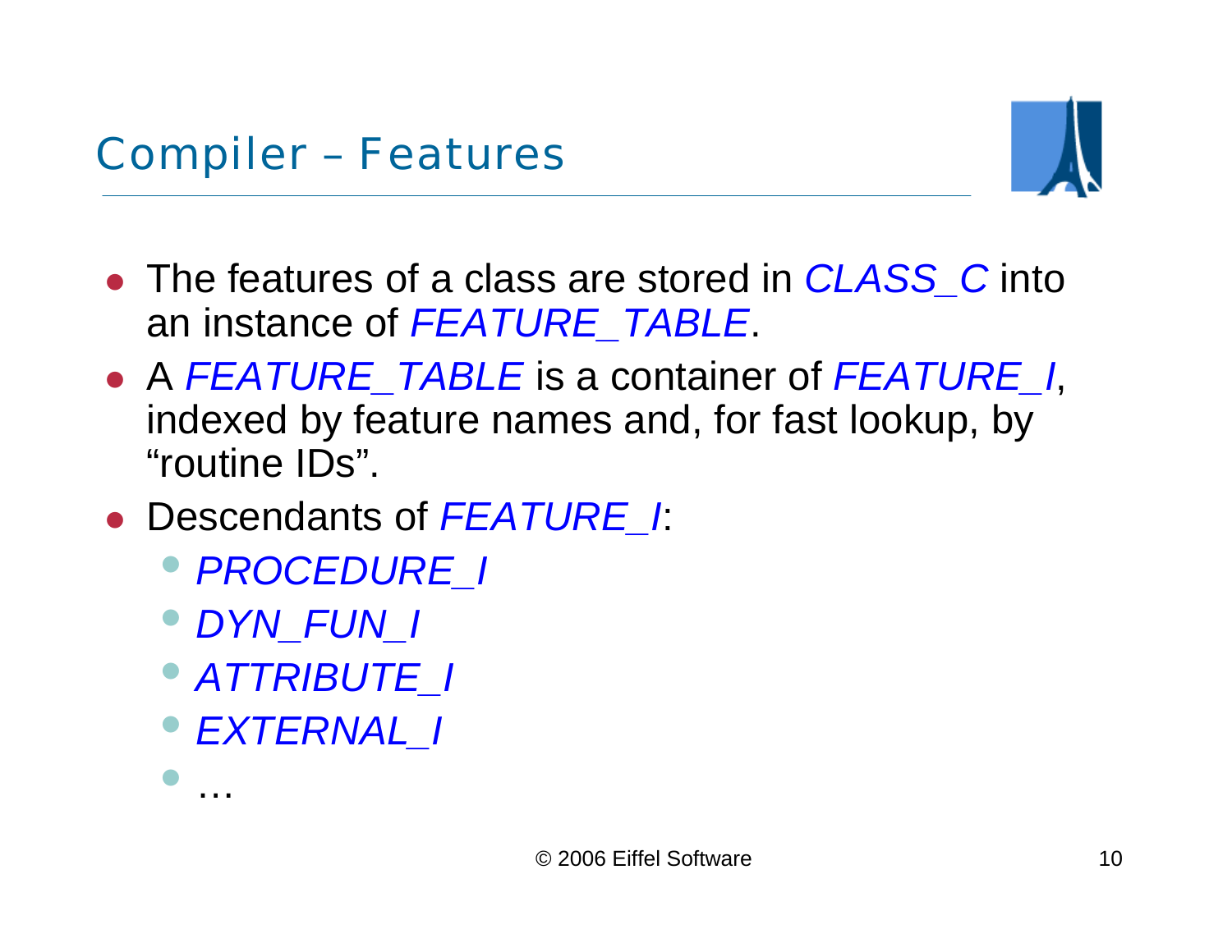# Compiler – Features

- The features of a class are stored in *CLASS_C* into an instance of *FEATURE_TABLE*.
- A *FEATURE_TABLE* is a container of *FEATURE_I*, indexed by feature names and, for fast lookup, by “routine IDs”.
- Descendants of *FEATURE_I*:
  - *PROCEDURE_I*
  - *DYN_FUN_I*
  - *ATTRIBUTE_I*
  - *EXTERNAL_I*
  - …

© 2006 Eiffel Software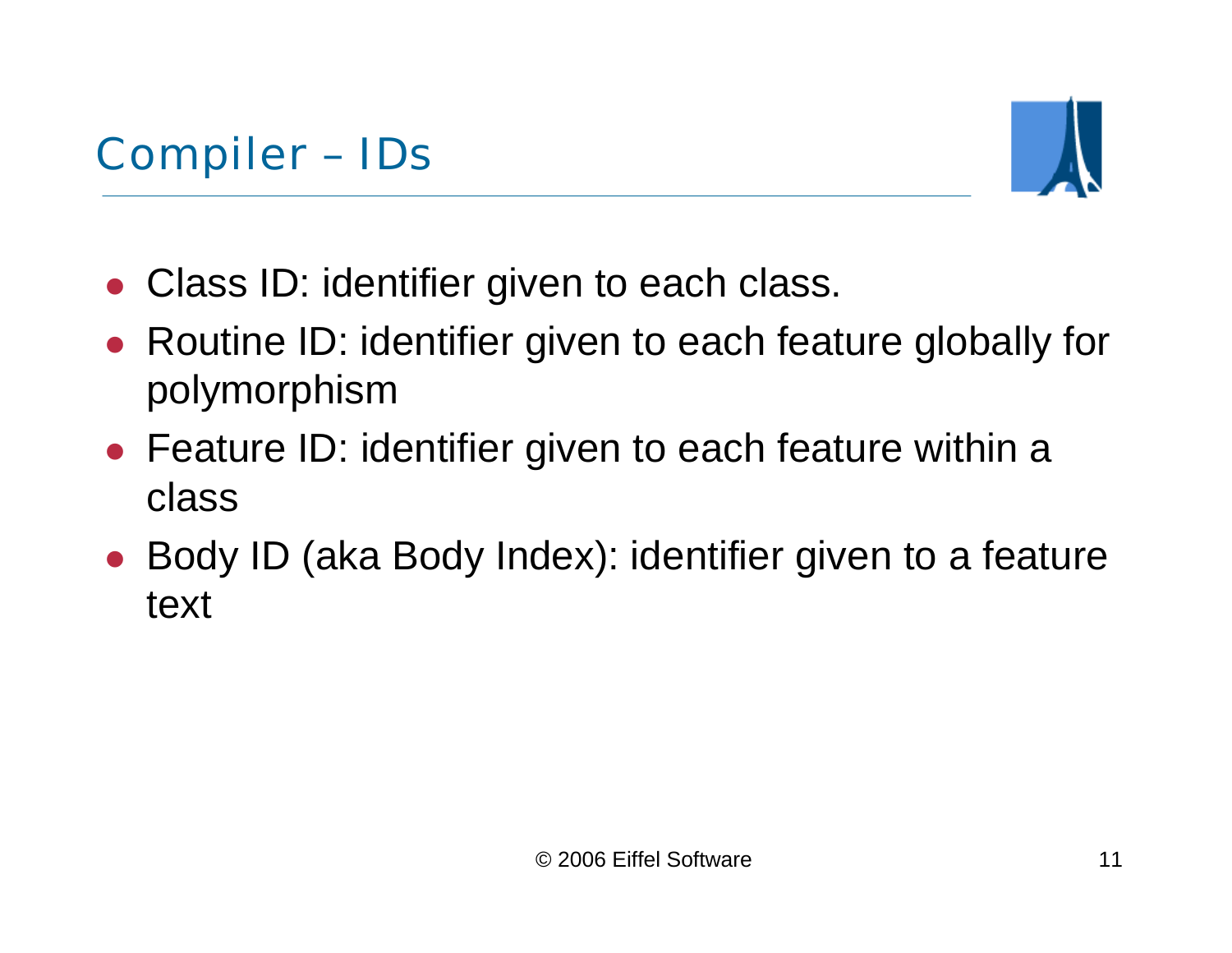# Compiler – IDs

- Class ID: identifier given to each class.
- Routine ID: identifier given to each feature globally for polymorphism
- Feature ID: identifier given to each feature within a class
- Body ID (aka Body Index): identifier given to a feature text

© 2006 Eiffel Software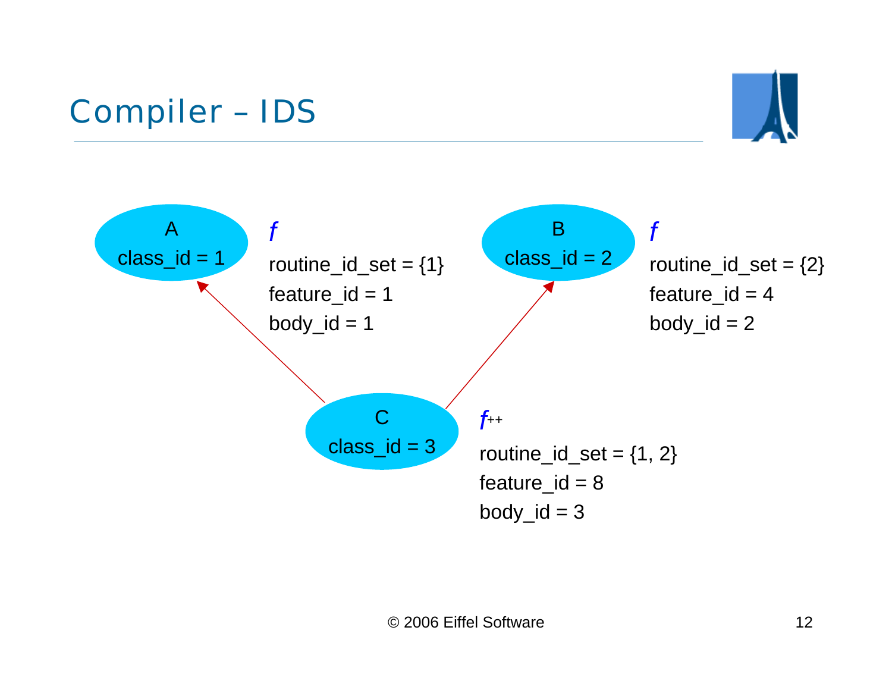# Compiler – IDS

A
class_id = 1

*f*
routine_id_set = {1}
feature_id = 1
body_id = 1

B
class_id = 2

*f*
routine_id_set = {2}
feature_id = 4
body_id = 2

C
class_id = 3

*f*++
routine_id_set = {1, 2}
feature_id = 8
body_id = 3

© 2006 Eiffel Software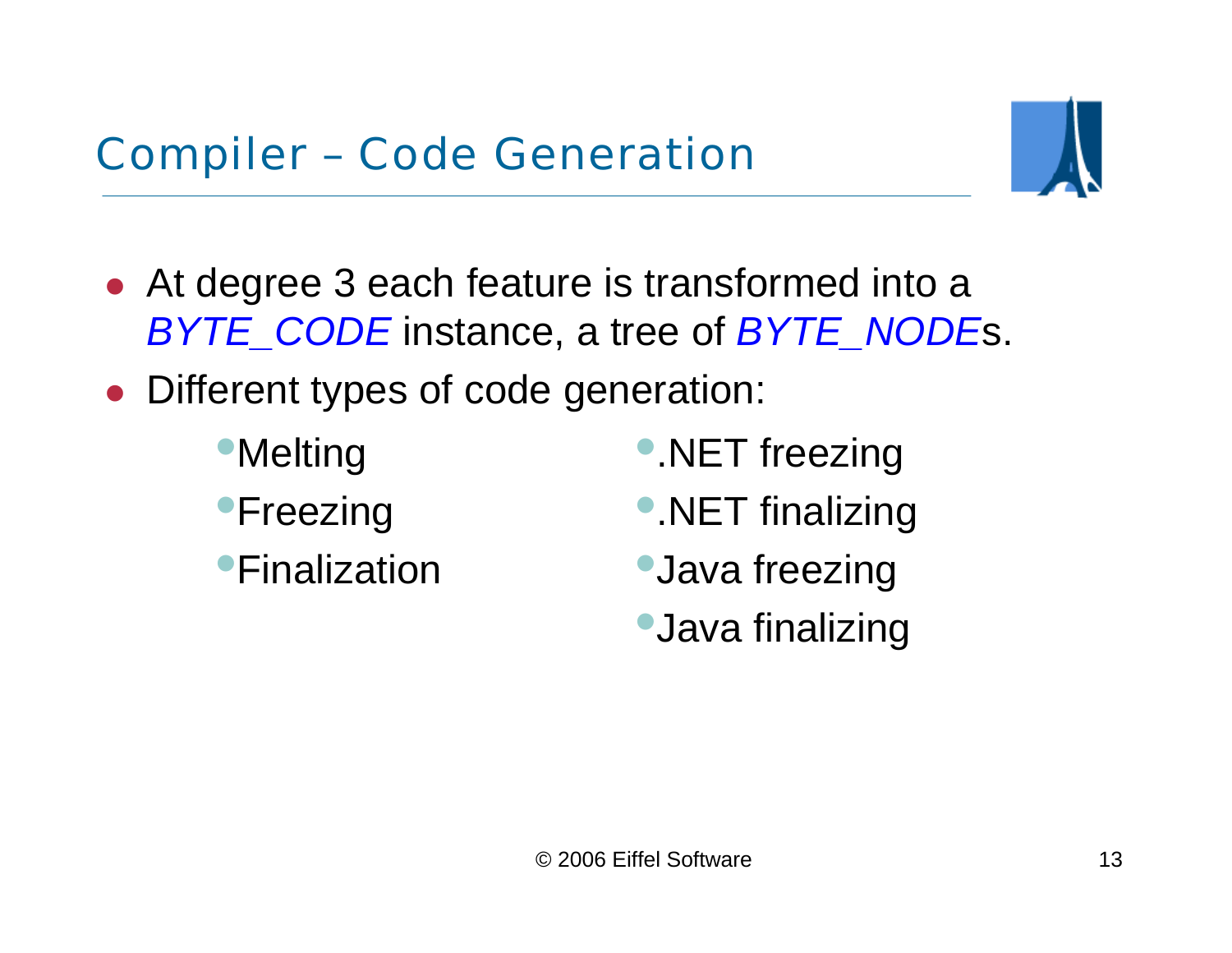# Compiler – Code Generation

- At degree 3 each feature is transformed into a *BYTE_CODE* instance, a tree of *BYTE_NODE*s.
- Different types of code generation:
  - Melting
  - Freezing
  - Finalization
  - .NET freezing
  - .NET finalizing
  - Java freezing
  - Java finalizing

© 2006 Eiffel Software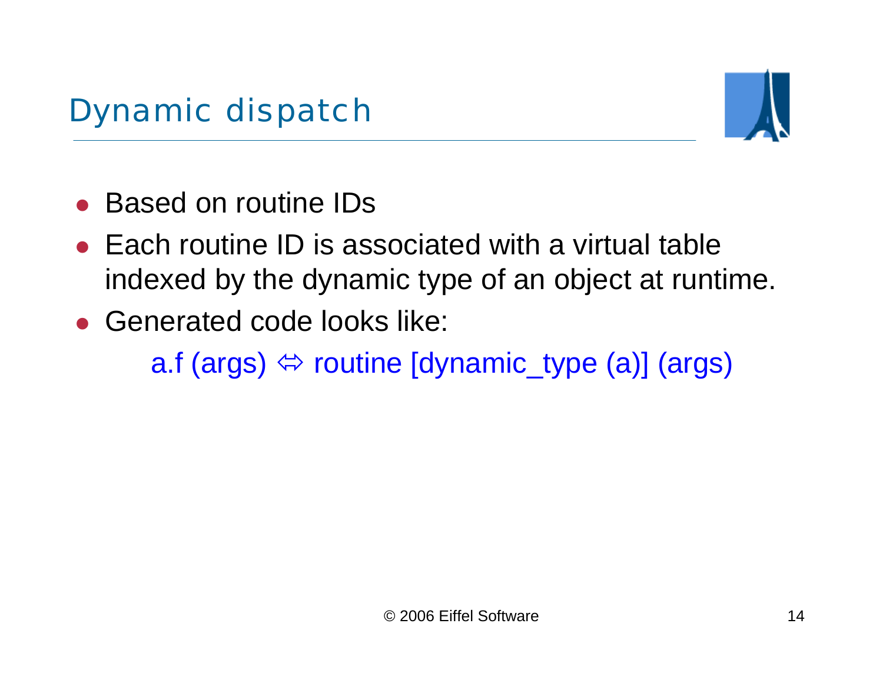# Dynamic dispatch

- Based on routine IDs
- Each routine ID is associated with a virtual table indexed by the dynamic type of an object at runtime.
- Generated code looks like:

```
a.f (args) ⇔ routine [dynamic_type (a)] (args)
```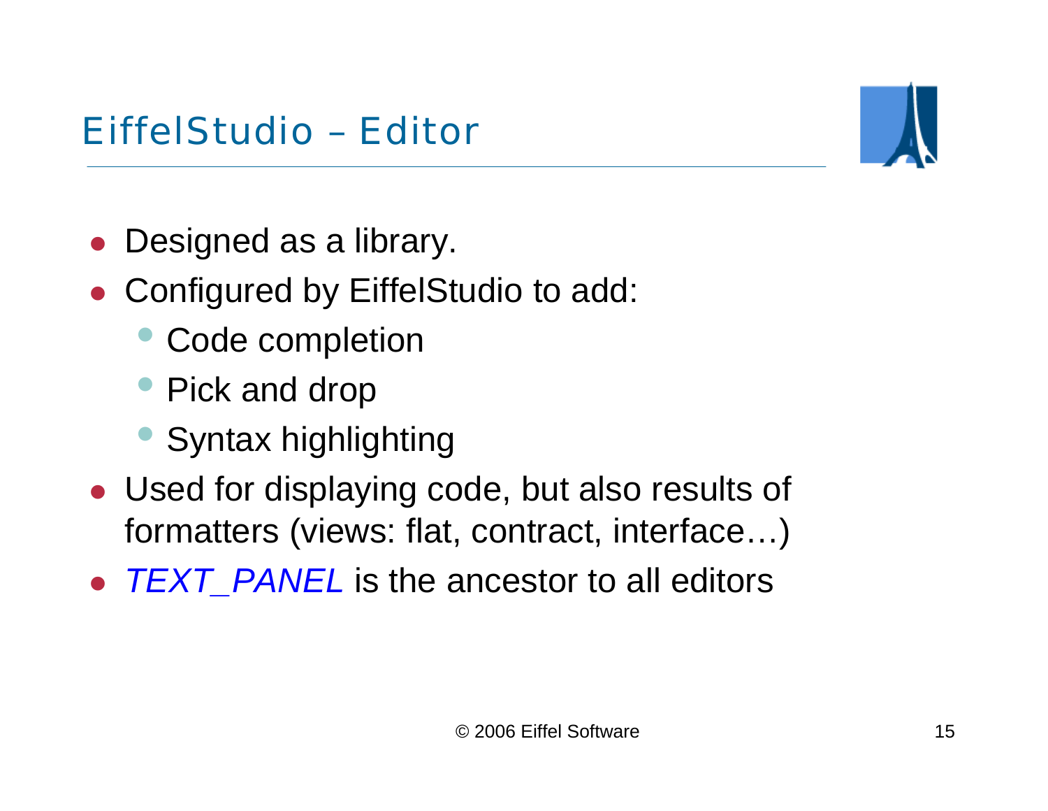# EiffelStudio – Editor

- Designed as a library.
- Configured by EiffelStudio to add:
  - Code completion
  - Pick and drop
  - Syntax highlighting
- Used for displaying code, but also results of formatters (views: flat, contract, interface…)
- *TEXT_PANEL* is the ancestor to all editors

© 2006 Eiffel Software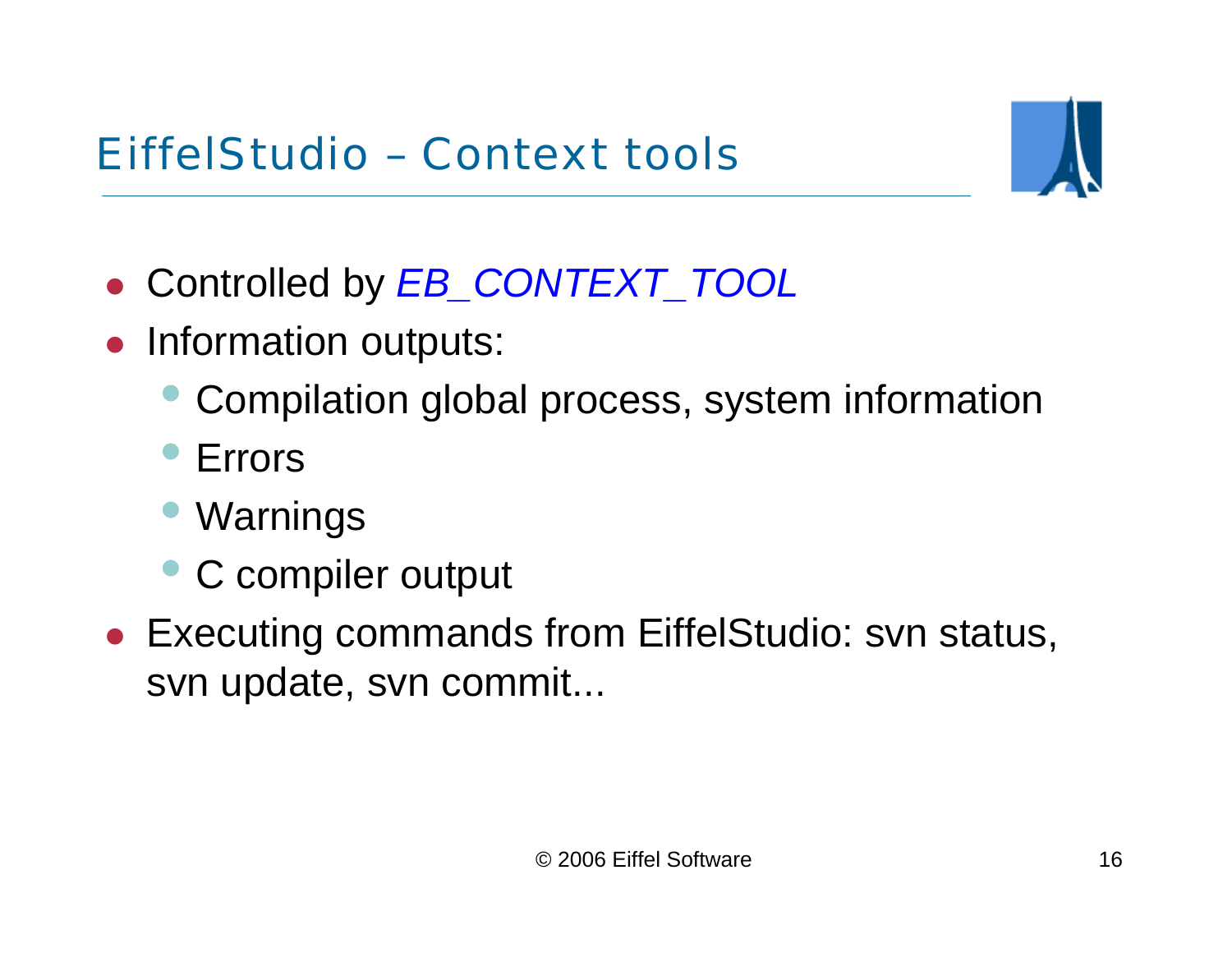# EiffelStudio – Context tools

- Controlled by *EB_CONTEXT_TOOL*
- Information outputs:
  - Compilation global process, system information
  - Errors
  - Warnings
  - C compiler output
- Executing commands from EiffelStudio: svn status, svn update, svn commit...

© 2006 Eiffel Software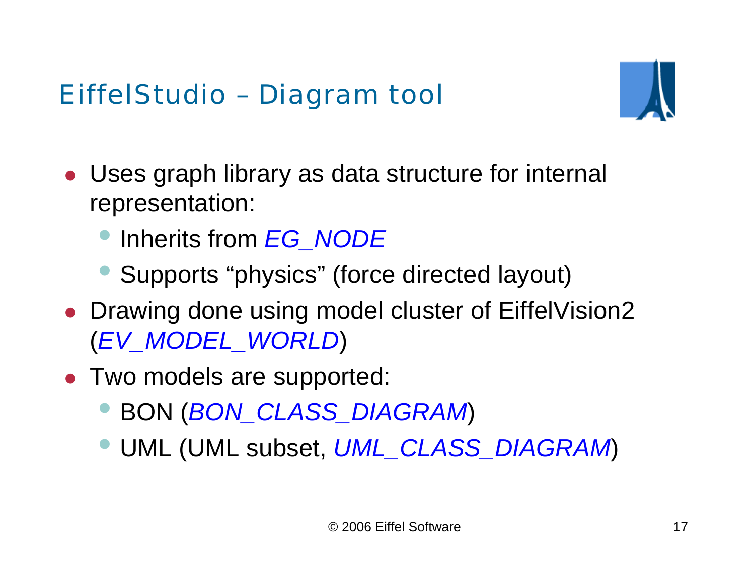# EiffelStudio – Diagram tool

- Uses graph library as data structure for internal representation:
  - Inherits from *EG_NODE*
  - Supports "physics" (force directed layout)
- Drawing done using model cluster of EiffelVision2 (*EV_MODEL_WORLD*)
- Two models are supported:
  - BON (*BON_CLASS_DIAGRAM*)
  - UML (UML subset, *UML_CLASS_DIAGRAM*)

© 2006 Eiffel Software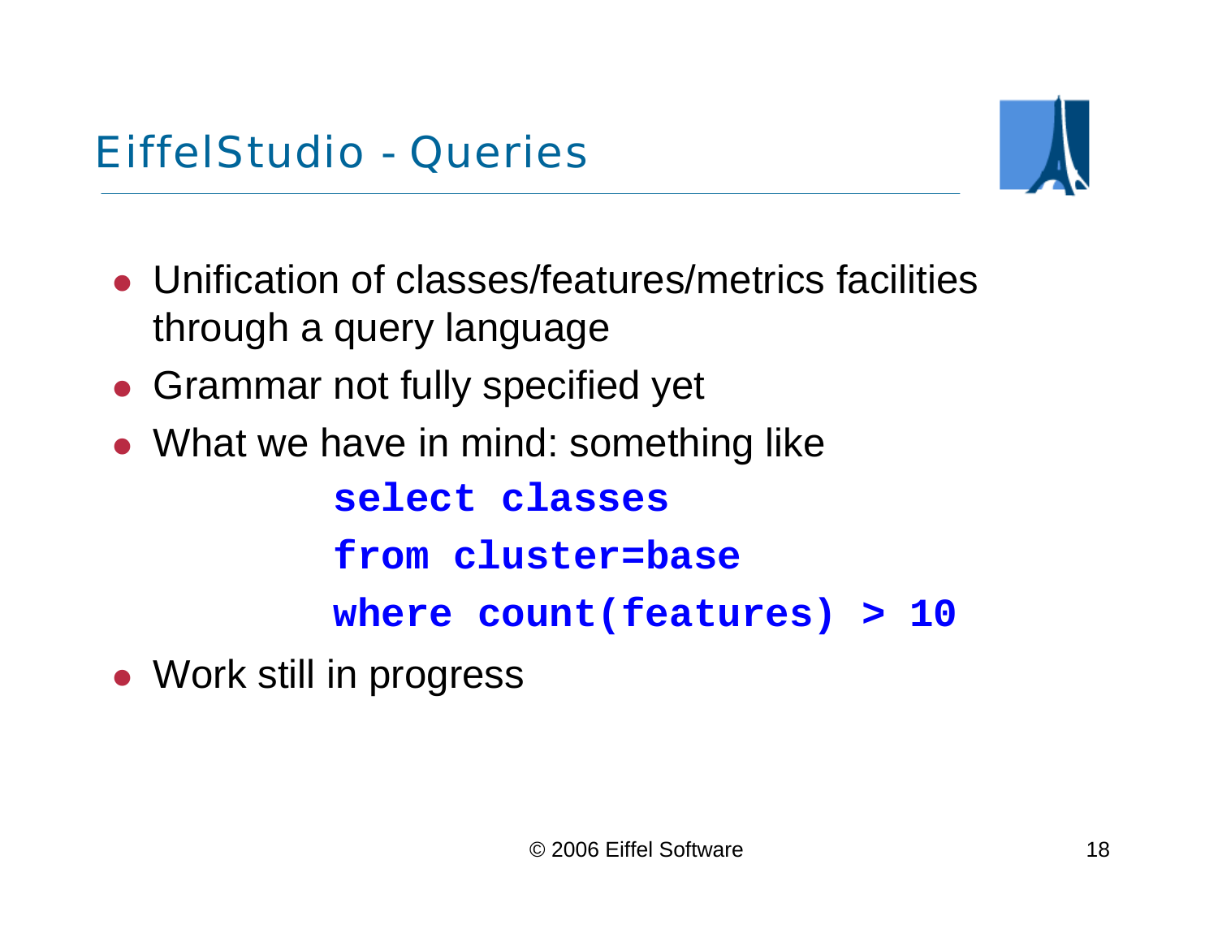# EiffelStudio - Queries

- Unification of classes/features/metrics facilities through a query language
- Grammar not fully specified yet
- What we have in mind: something like

```
select classes
from cluster=base
where count(features) > 10
```

- Work still in progress

© 2006 Eiffel Software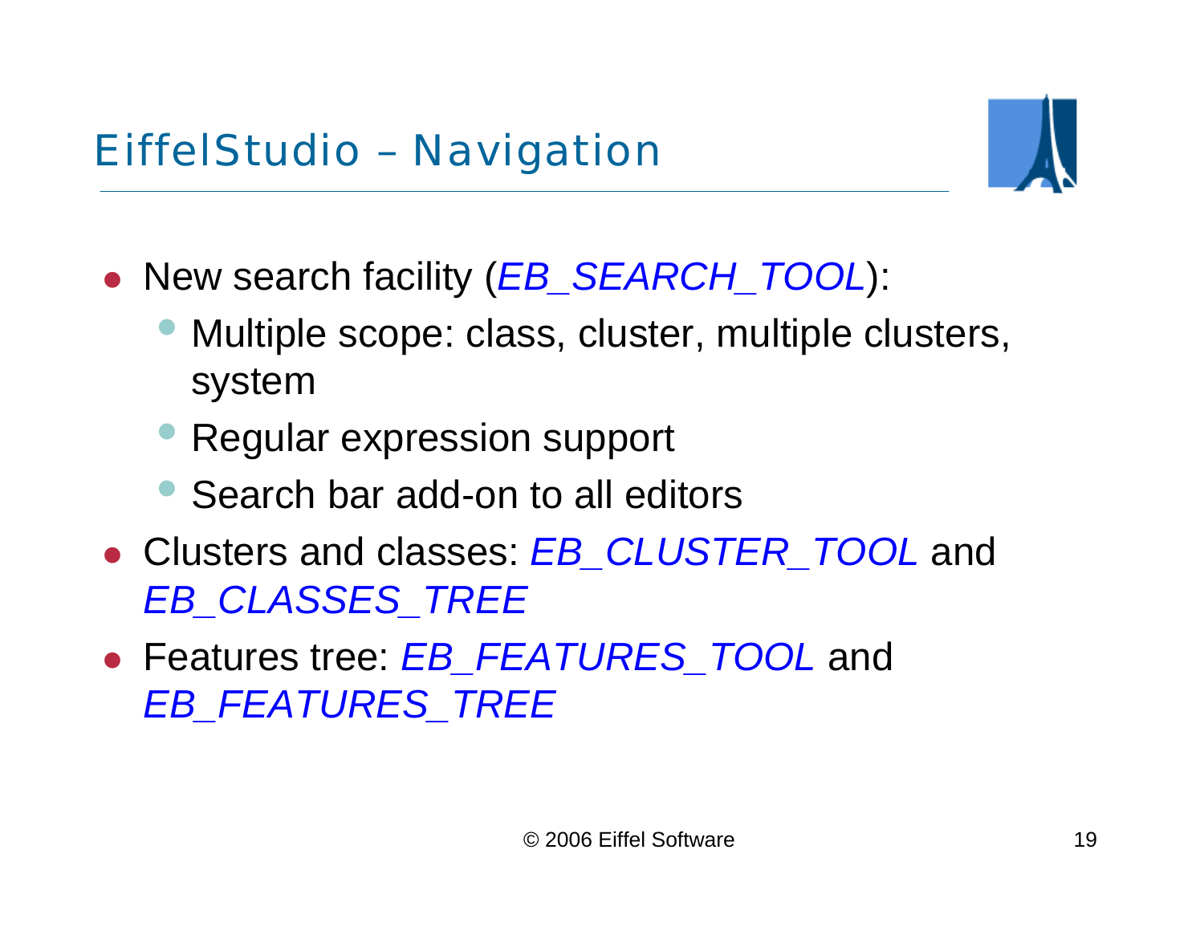# EiffelStudio – Navigation

- New search facility (*EB_SEARCH_TOOL*):
  - Multiple scope: class, cluster, multiple clusters, system
  - Regular expression support
  - Search bar add-on to all editors
- Clusters and classes: *EB_CLUSTER_TOOL* and *EB_CLASSES_TREE*
- Features tree: *EB_FEATURES_TOOL* and *EB_FEATURES_TREE*

© 2006 Eiffel Software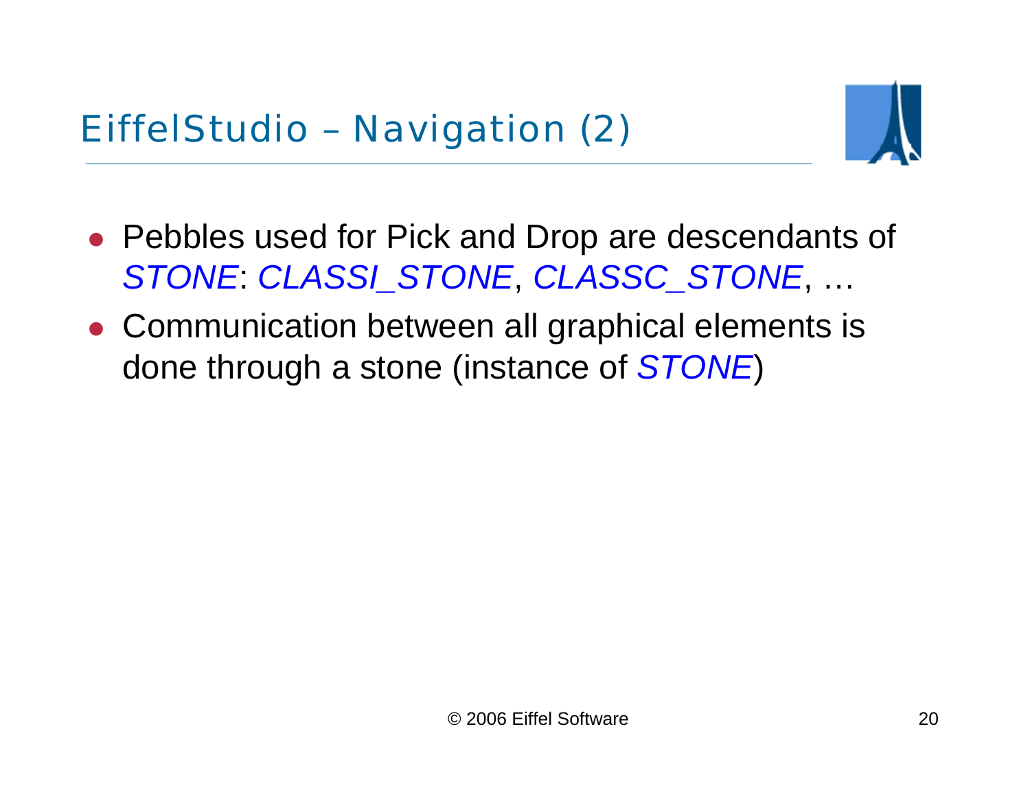# EiffelStudio – Navigation (2)

- Pebbles used for Pick and Drop are descendants of *STONE*: *CLASSI_STONE*, *CLASSC_STONE*, …
- Communication between all graphical elements is done through a stone (instance of *STONE*)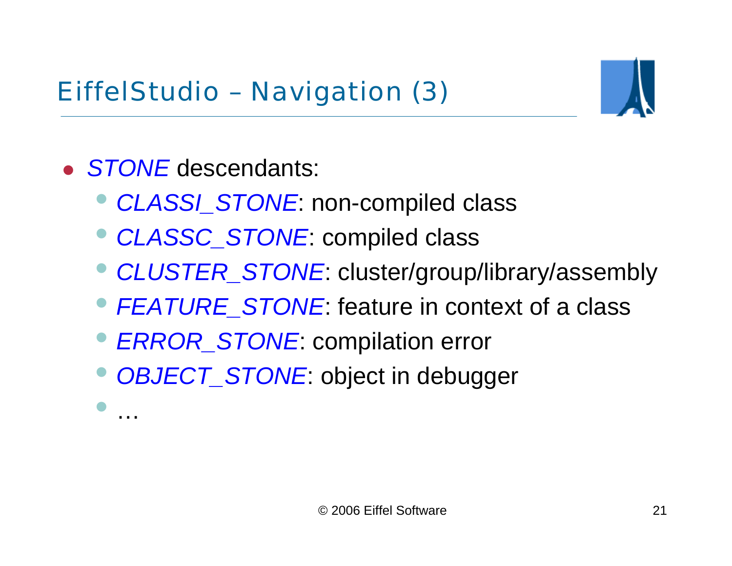# EiffelStudio – Navigation (3)

- *STONE* descendants:
  - *CLASSI_STONE*: non-compiled class
  - *CLASSC_STONE*: compiled class
  - *CLUSTER_STONE*: cluster/group/library/assembly
  - *FEATURE_STONE*: feature in context of a class
  - *ERROR_STONE*: compilation error
  - *OBJECT_STONE*: object in debugger
  - …

© 2006 Eiffel Software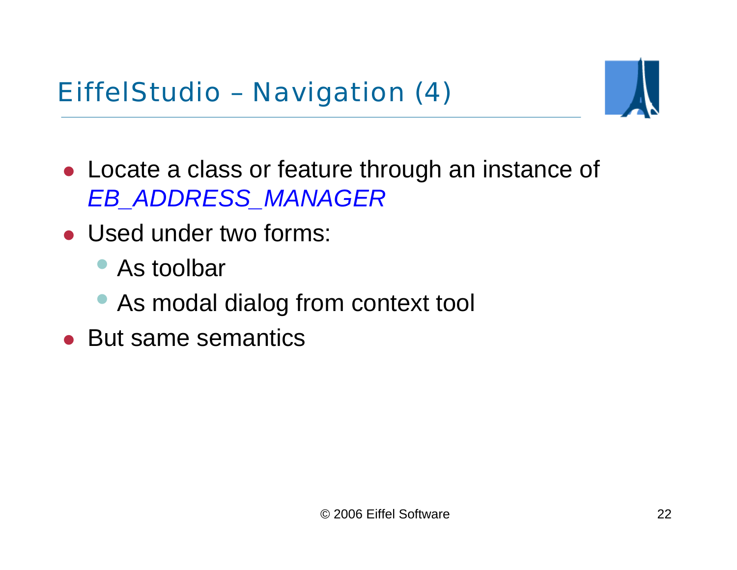# EiffelStudio – Navigation (4)

- Locate a class or feature through an instance of *EB_ADDRESS_MANAGER*
- Used under two forms:
  - As toolbar
  - As modal dialog from context tool
- But same semantics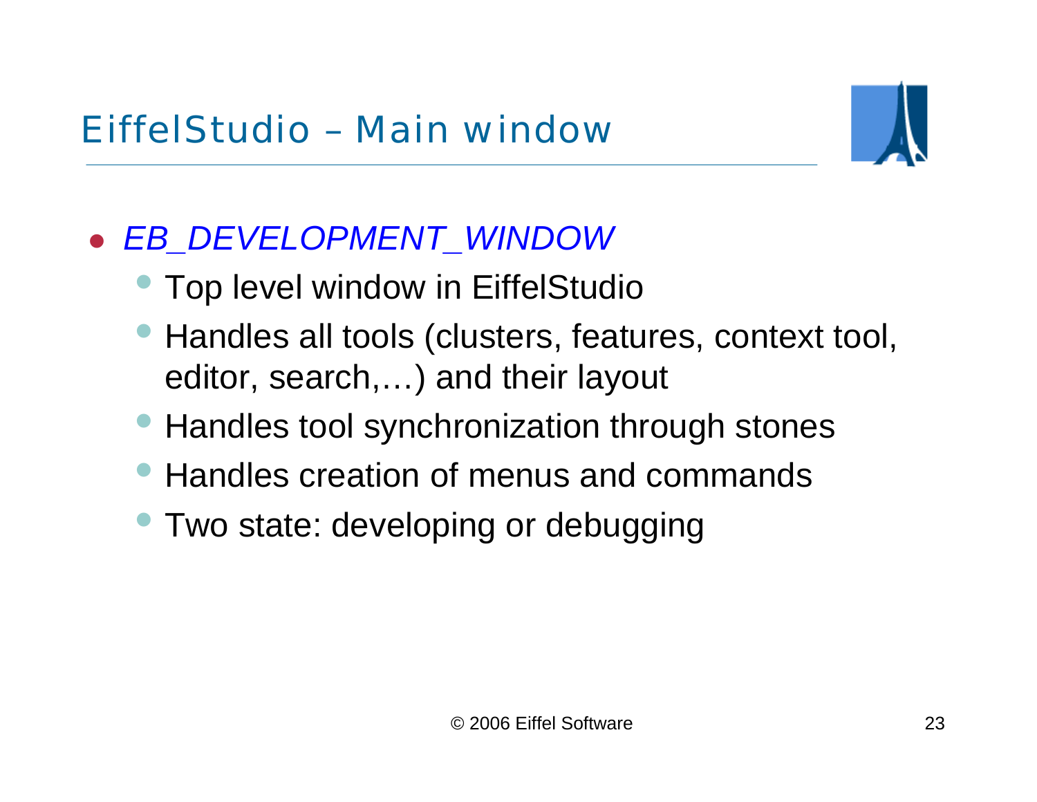# EiffelStudio – Main window

- *EB_DEVELOPMENT_WINDOW*
  - Top level window in EiffelStudio
  - Handles all tools (clusters, features, context tool, editor, search,…) and their layout
  - Handles tool synchronization through stones
  - Handles creation of menus and commands
  - Two state: developing or debugging

© 2006 Eiffel Software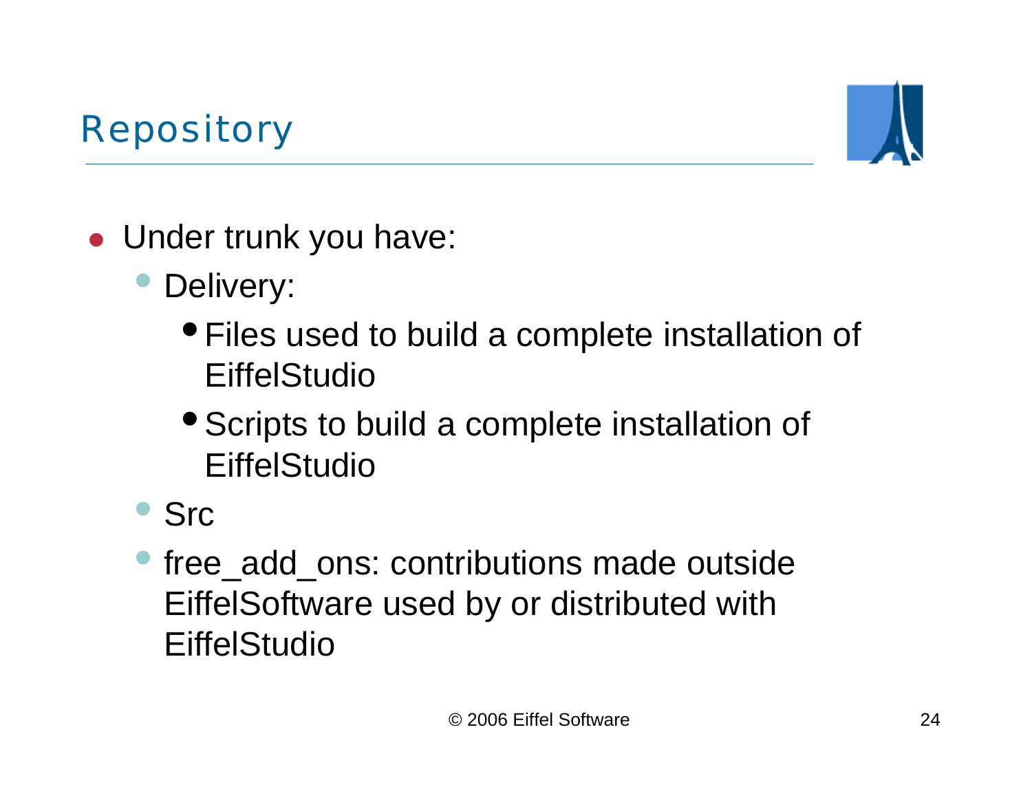# Repository

- Under trunk you have:
  - Delivery:
    - Files used to build a complete installation of EiffelStudio
    - Scripts to build a complete installation of EiffelStudio
  - Src
  - free_add_ons: contributions made outside EiffelSoftware used by or distributed with EiffelStudio

© 2006 Eiffel Software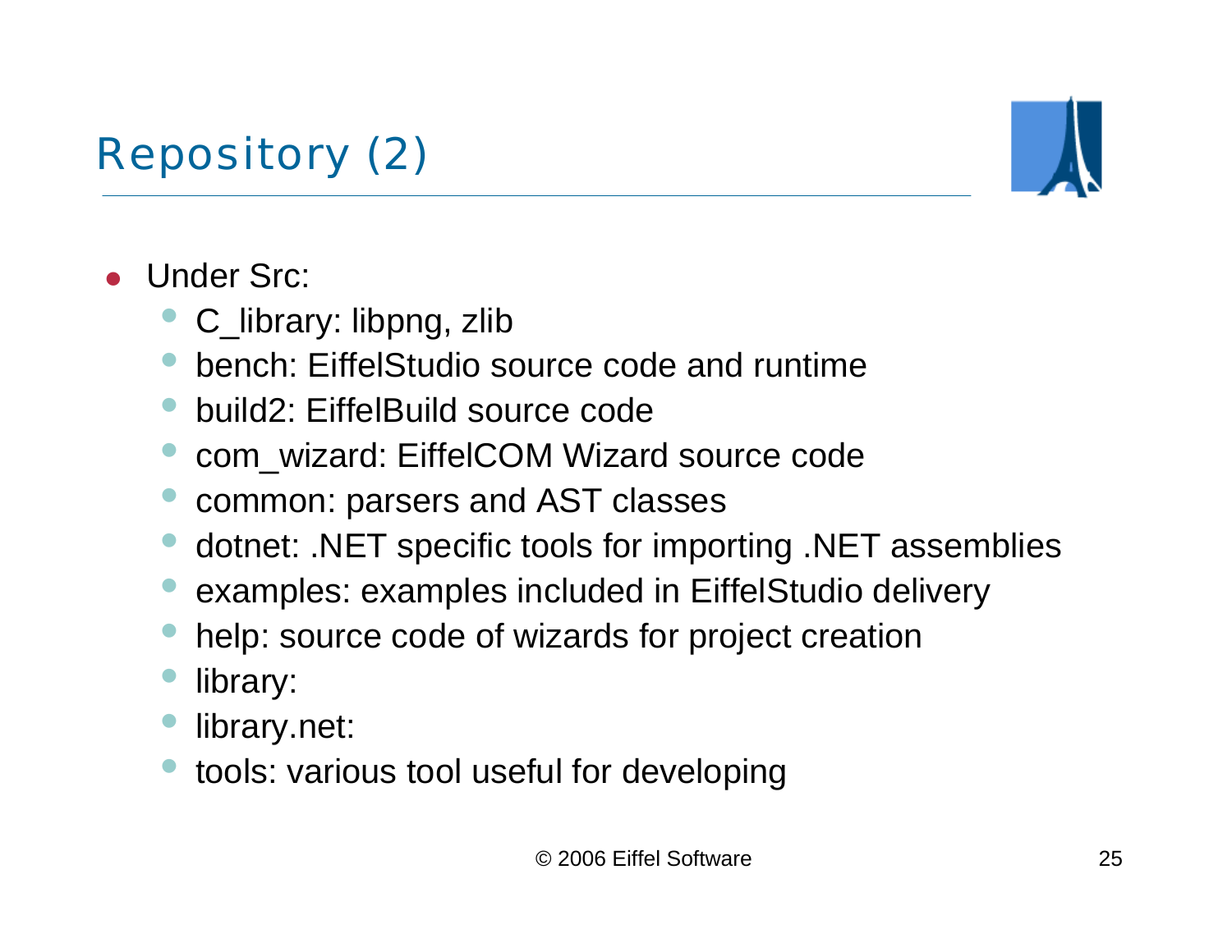# Repository (2)

- Under Src:
  - C_library: libpng, zlib
  - bench: EiffelStudio source code and runtime
  - build2: EiffelBuild source code
  - com_wizard: EiffelCOM Wizard source code
  - common: parsers and AST classes
  - dotnet: .NET specific tools for importing .NET assemblies
  - examples: examples included in EiffelStudio delivery
  - help: source code of wizards for project creation
  - library:
  - library.net:
  - tools: various tool useful for developing

© 2006 Eiffel Software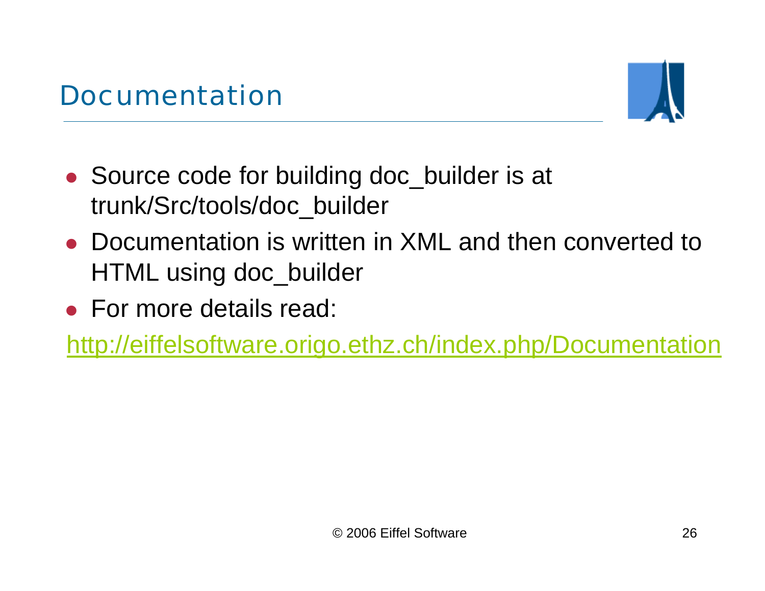# Documentation

- Source code for building doc_builder is at trunk/Src/tools/doc_builder
- Documentation is written in XML and then converted to HTML using doc_builder
- For more details read:

http://eiffelsoftware.origo.ethz.ch/index.php/Documentation

© 2006 Eiffel Software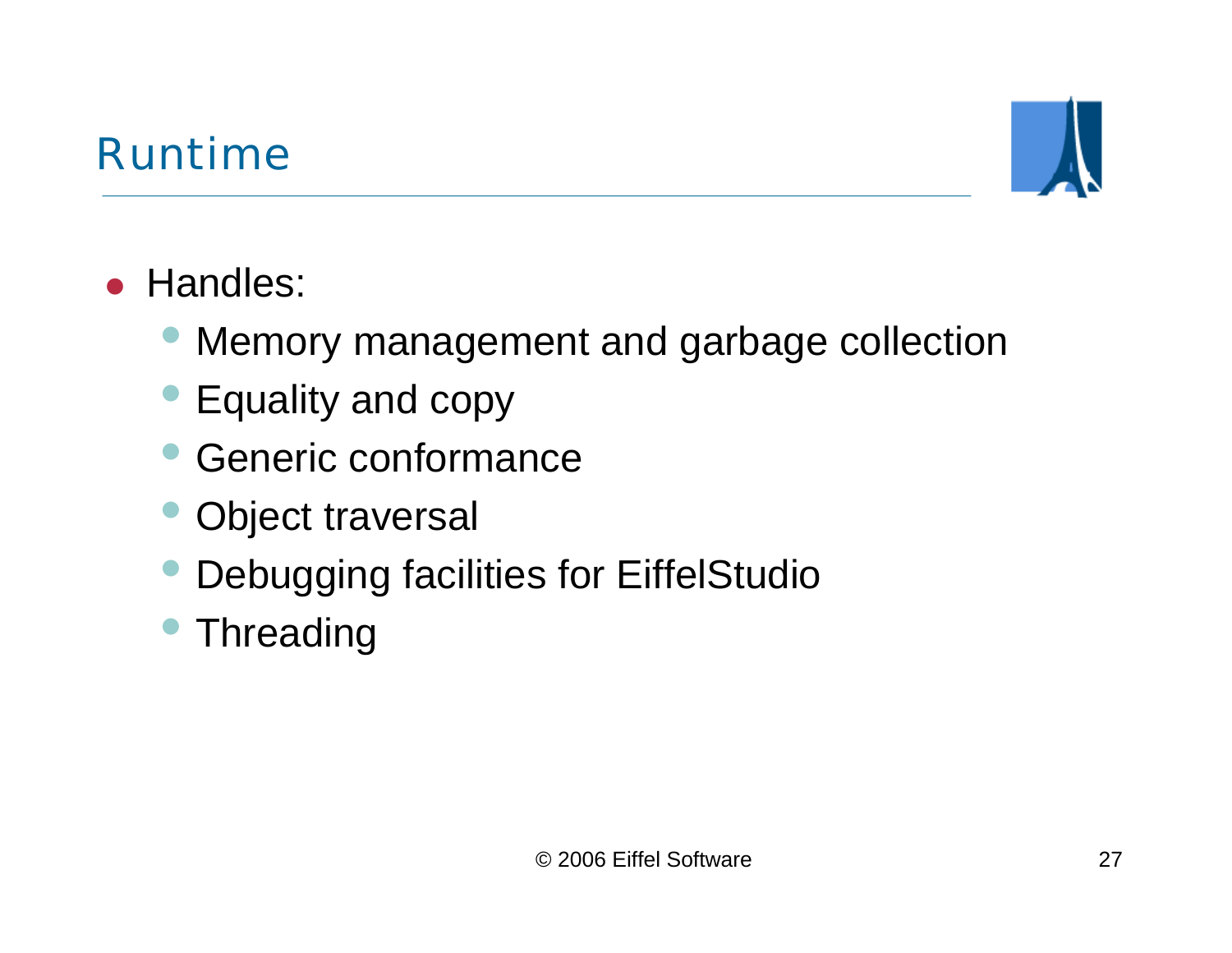# Runtime

- Handles:
  - Memory management and garbage collection
  - Equality and copy
  - Generic conformance
  - Object traversal
  - Debugging facilities for EiffelStudio
  - Threading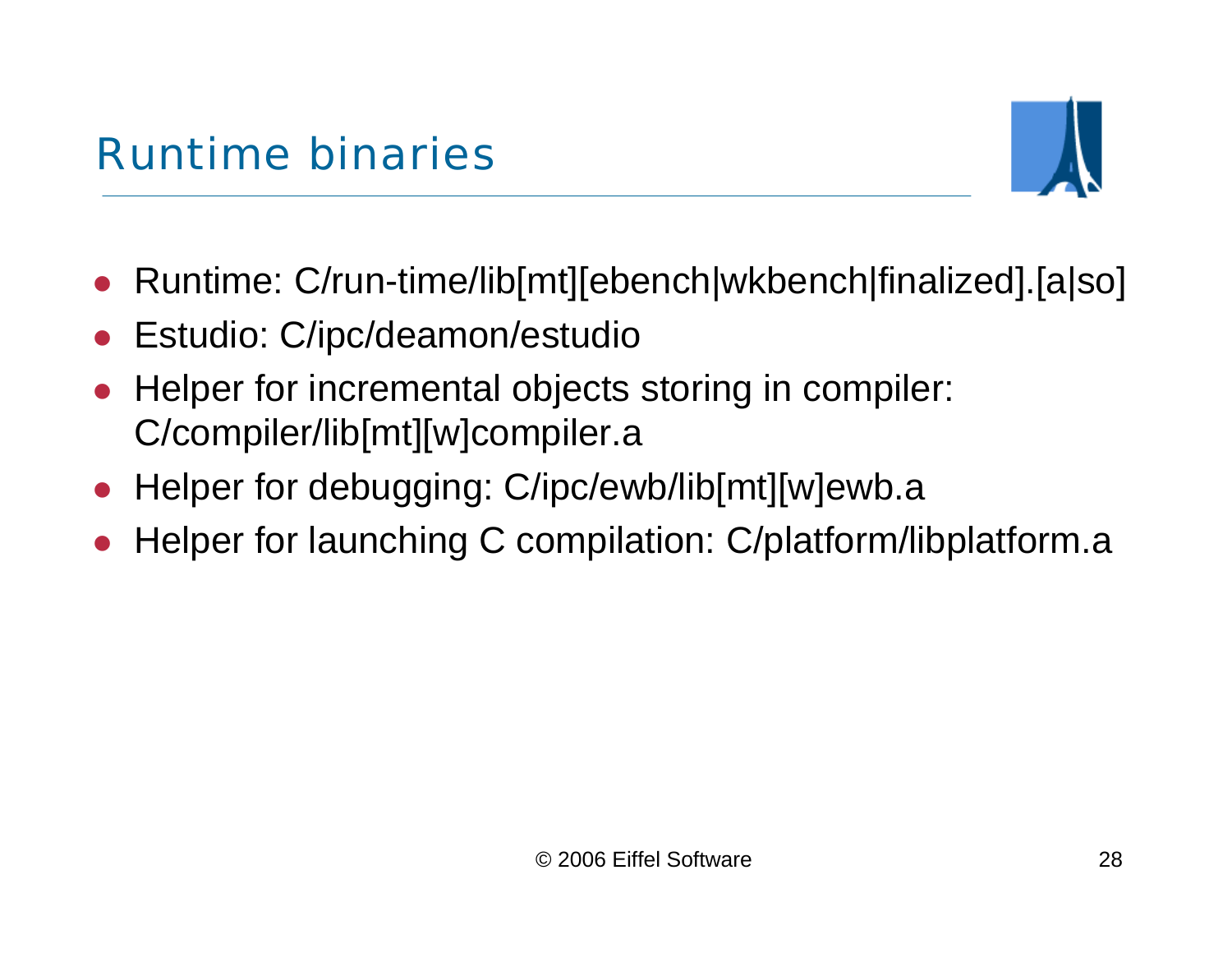# Runtime binaries

- Runtime: C/run-time/lib[mt][ebench|wkbench|finalized].[a|so]
- Estudio: C/ipc/deamon/estudio
- Helper for incremental objects storing in compiler: C/compiler/lib[mt][w]compiler.a
- Helper for debugging: C/ipc/ewb/lib[mt][w]ewb.a
- Helper for launching C compilation: C/platform/libplatform.a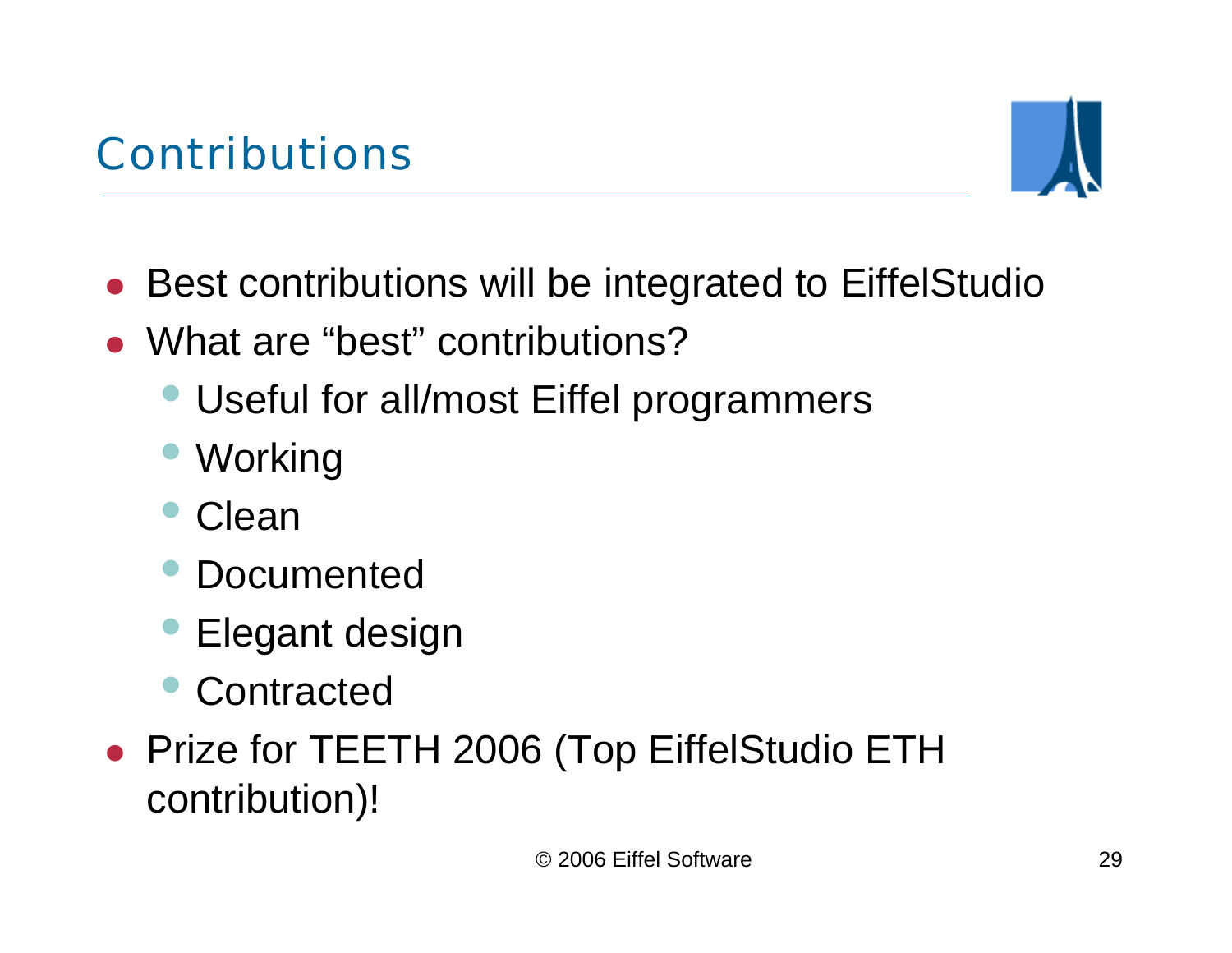# Contributions

- Best contributions will be integrated to EiffelStudio
- What are "best" contributions?
  - Useful for all/most Eiffel programmers
  - Working
  - Clean
  - Documented
  - Elegant design
  - Contracted
- Prize for TEETH 2006 (Top EiffelStudio ETH contribution)!

© 2006 Eiffel Software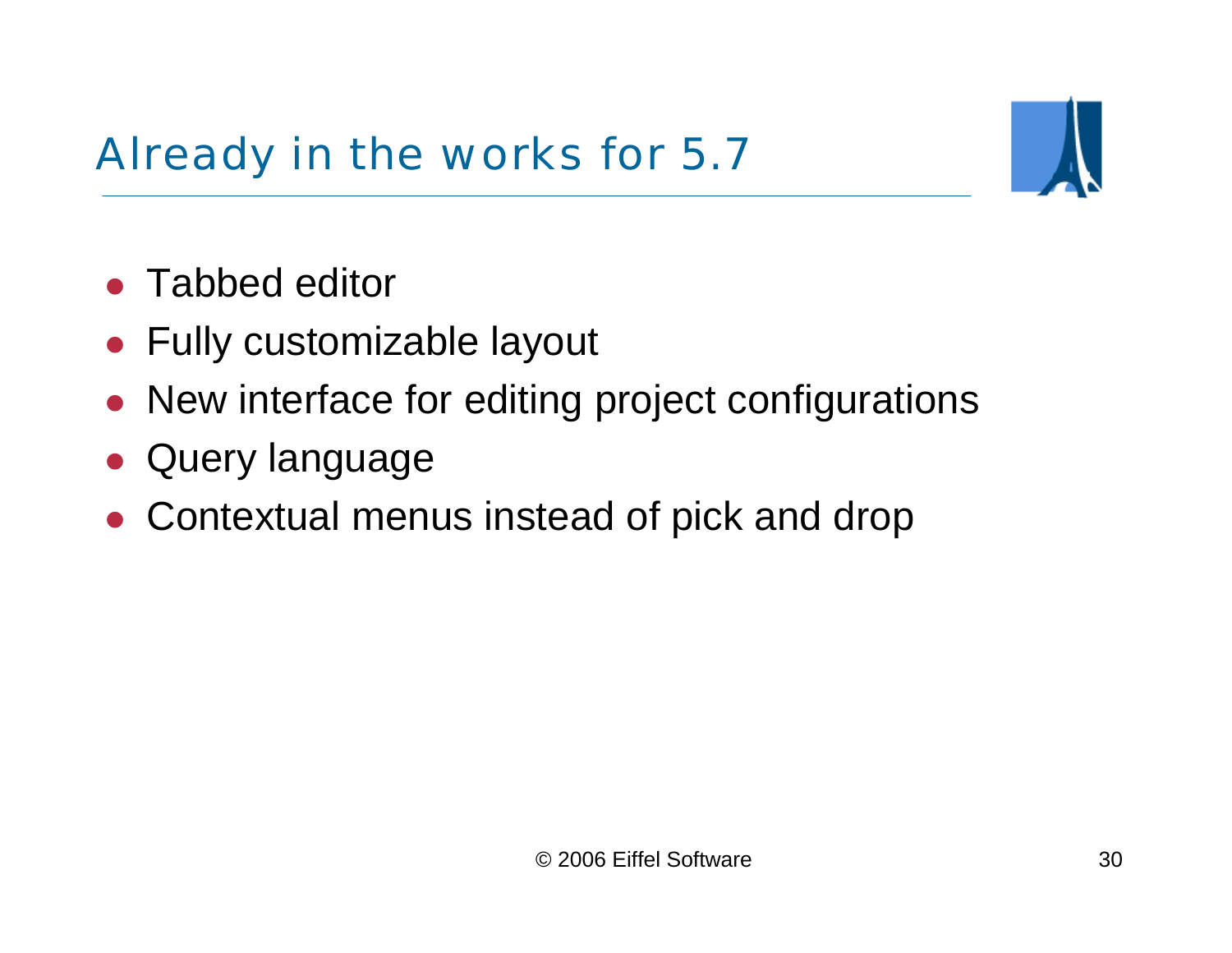# Already in the works for 5.7

- Tabbed editor
- Fully customizable layout
- New interface for editing project configurations
- Query language
- Contextual menus instead of pick and drop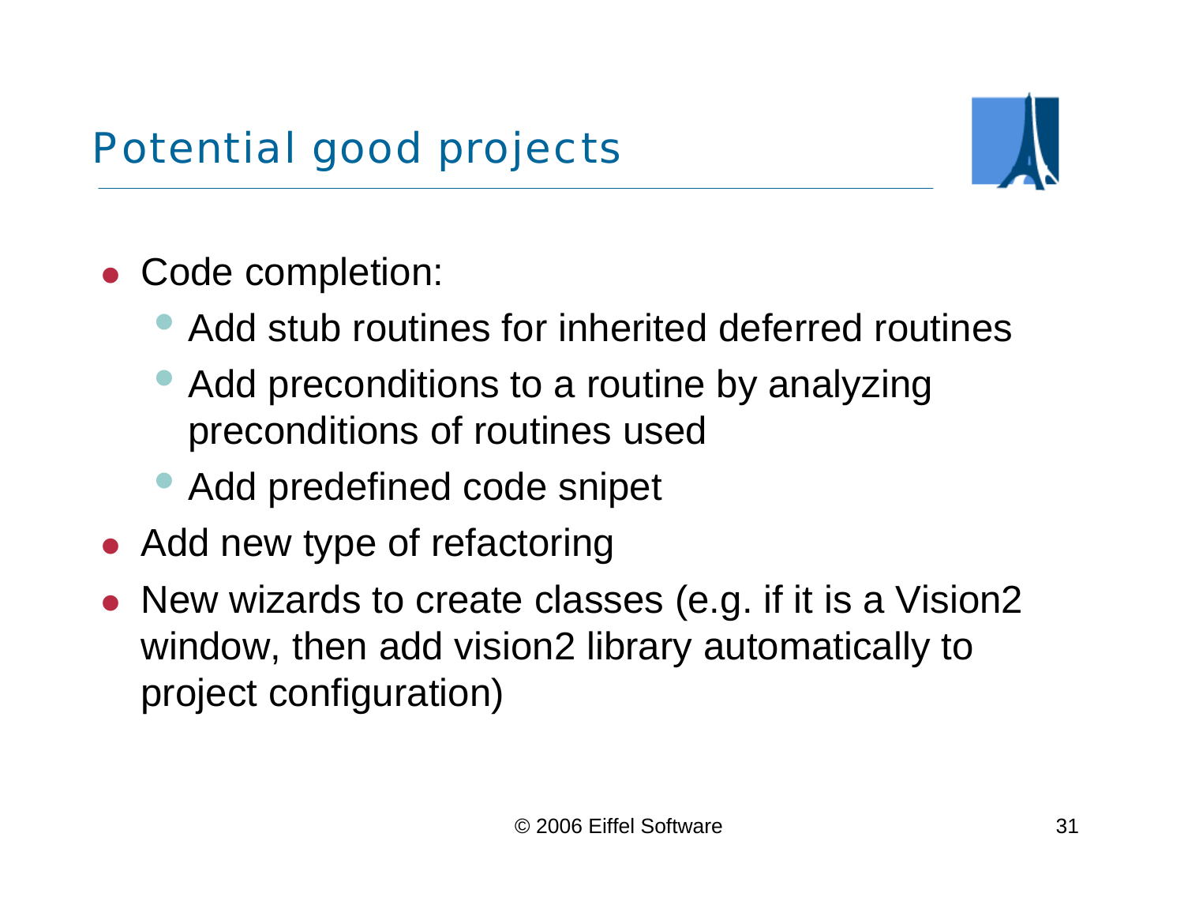# Potential good projects

- Code completion:
  - Add stub routines for inherited deferred routines
  - Add preconditions to a routine by analyzing preconditions of routines used
  - Add predefined code snipet
- Add new type of refactoring
- New wizards to create classes (e.g. if it is a Vision2 window, then add vision2 library automatically to project configuration)

© 2006 Eiffel Software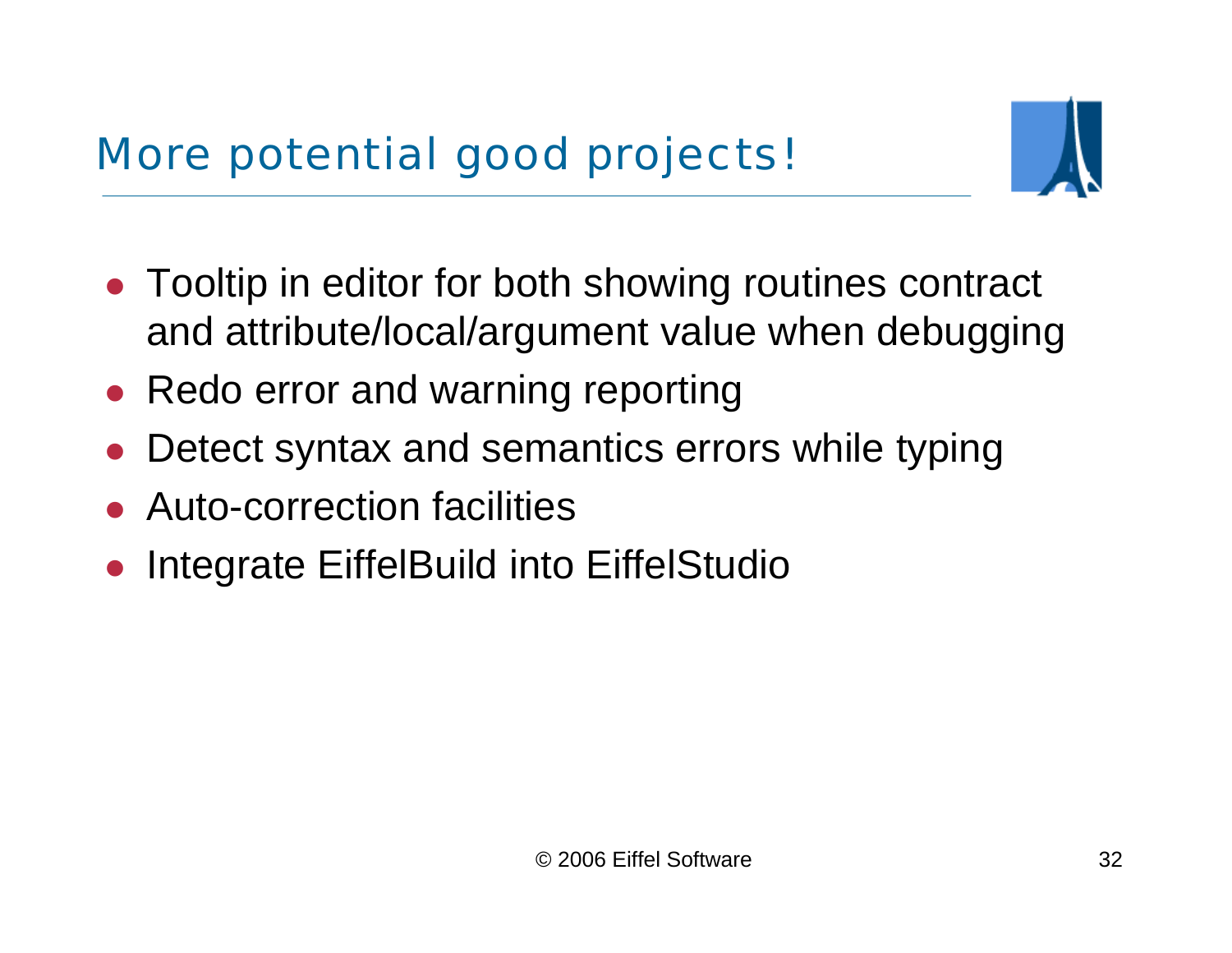# More potential good projects!

- Tooltip in editor for both showing routines contract and attribute/local/argument value when debugging
- Redo error and warning reporting
- Detect syntax and semantics errors while typing
- Auto-correction facilities
- Integrate EiffelBuild into EiffelStudio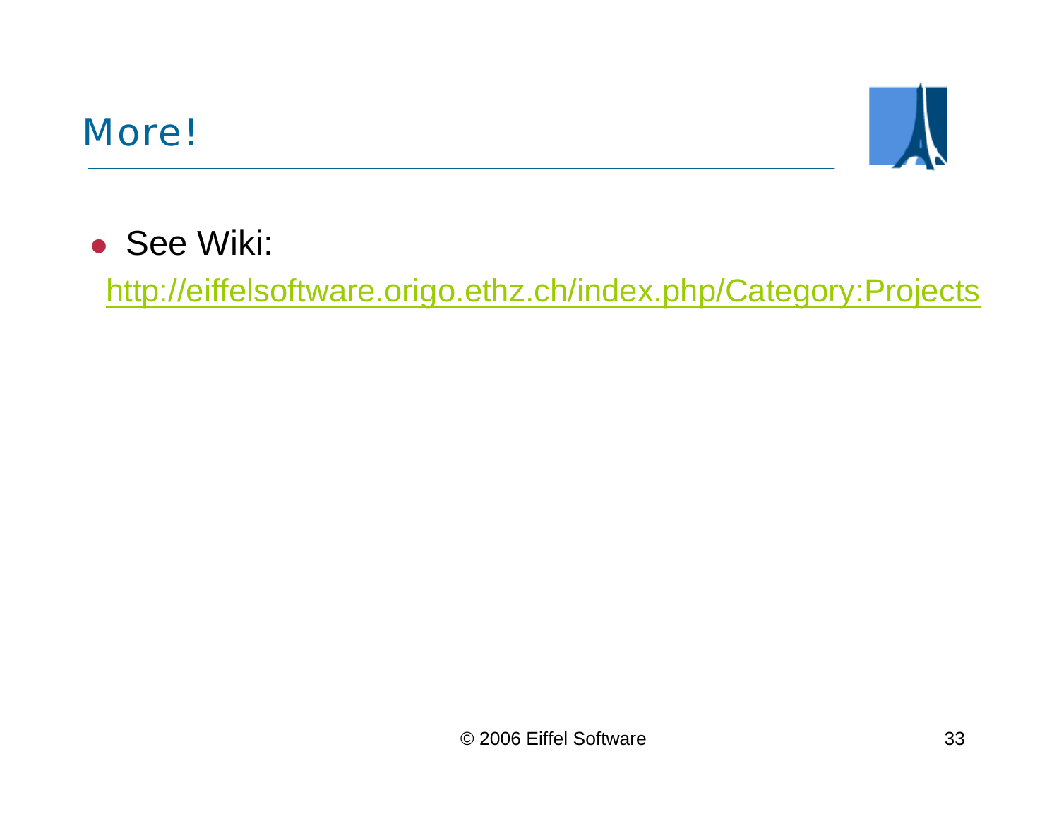# More!

- See Wiki:

  http://eiffelsoftware.origo.ethz.ch/index.php/Category:Projects

© 2006 Eiffel Software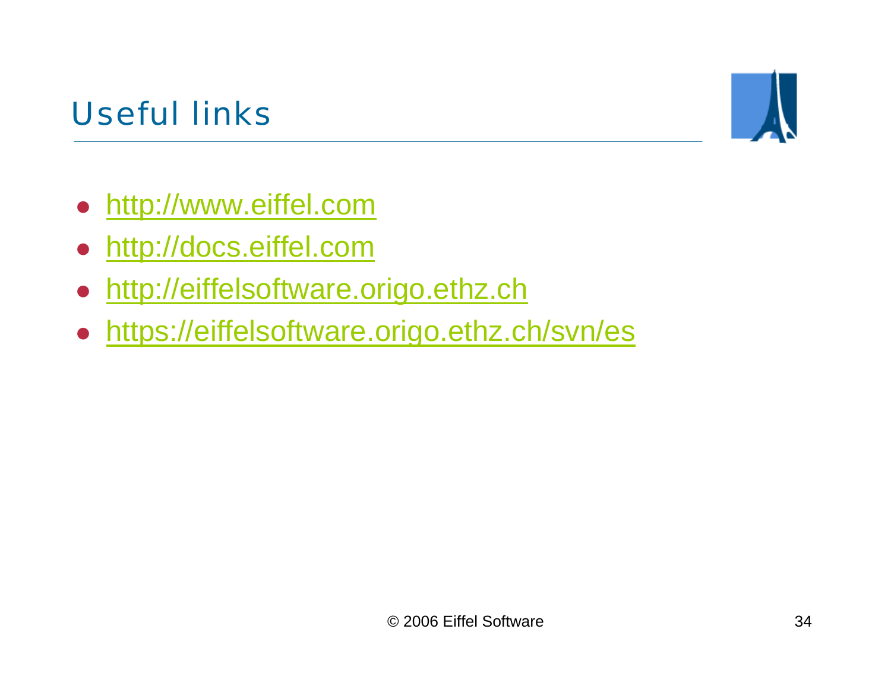# Useful links

- http://www.eiffel.com
- http://docs.eiffel.com
- http://eiffelsoftware.origo.ethz.ch
- https://eiffelsoftware.origo.ethz.ch/svn/es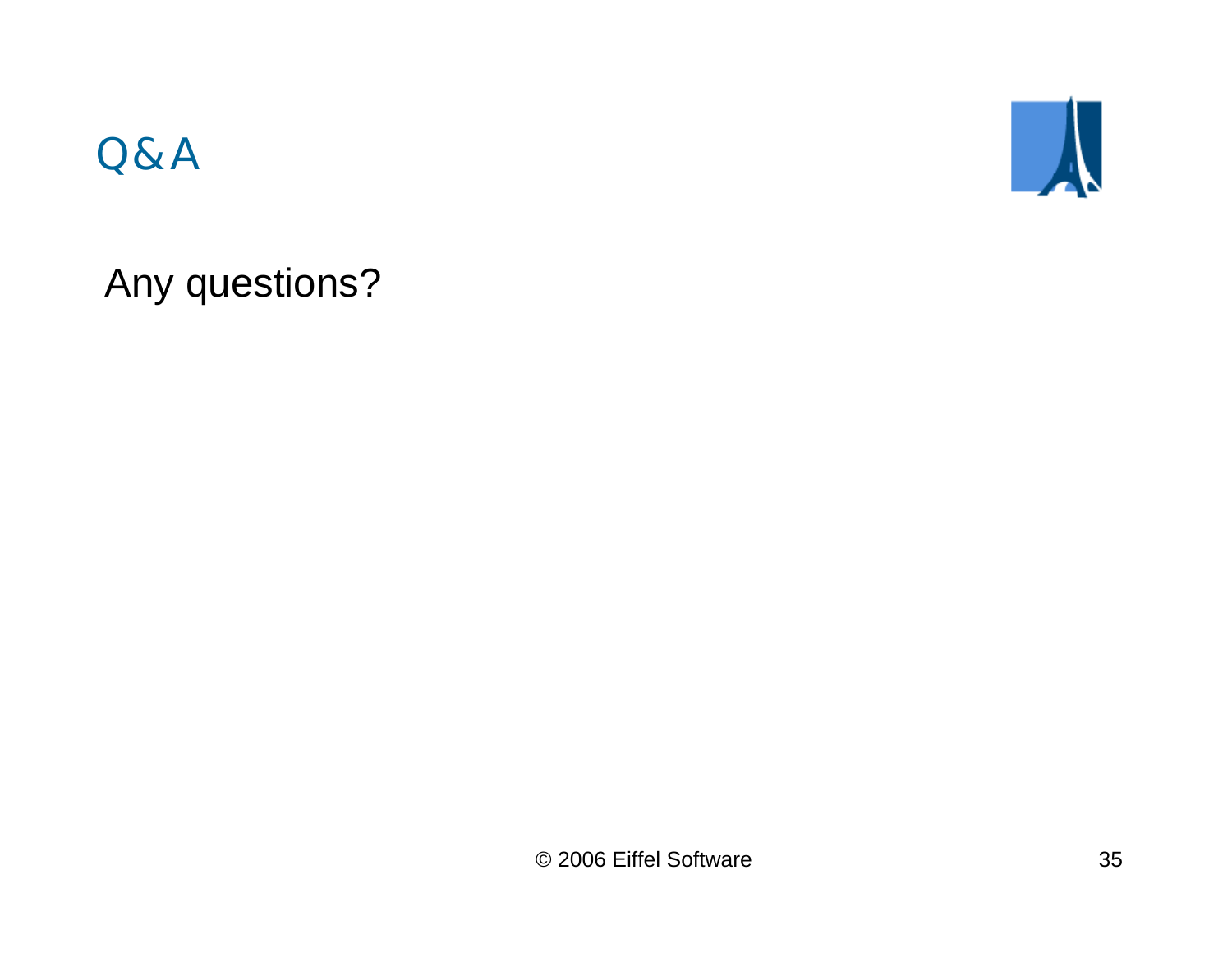# Q&A

Any questions?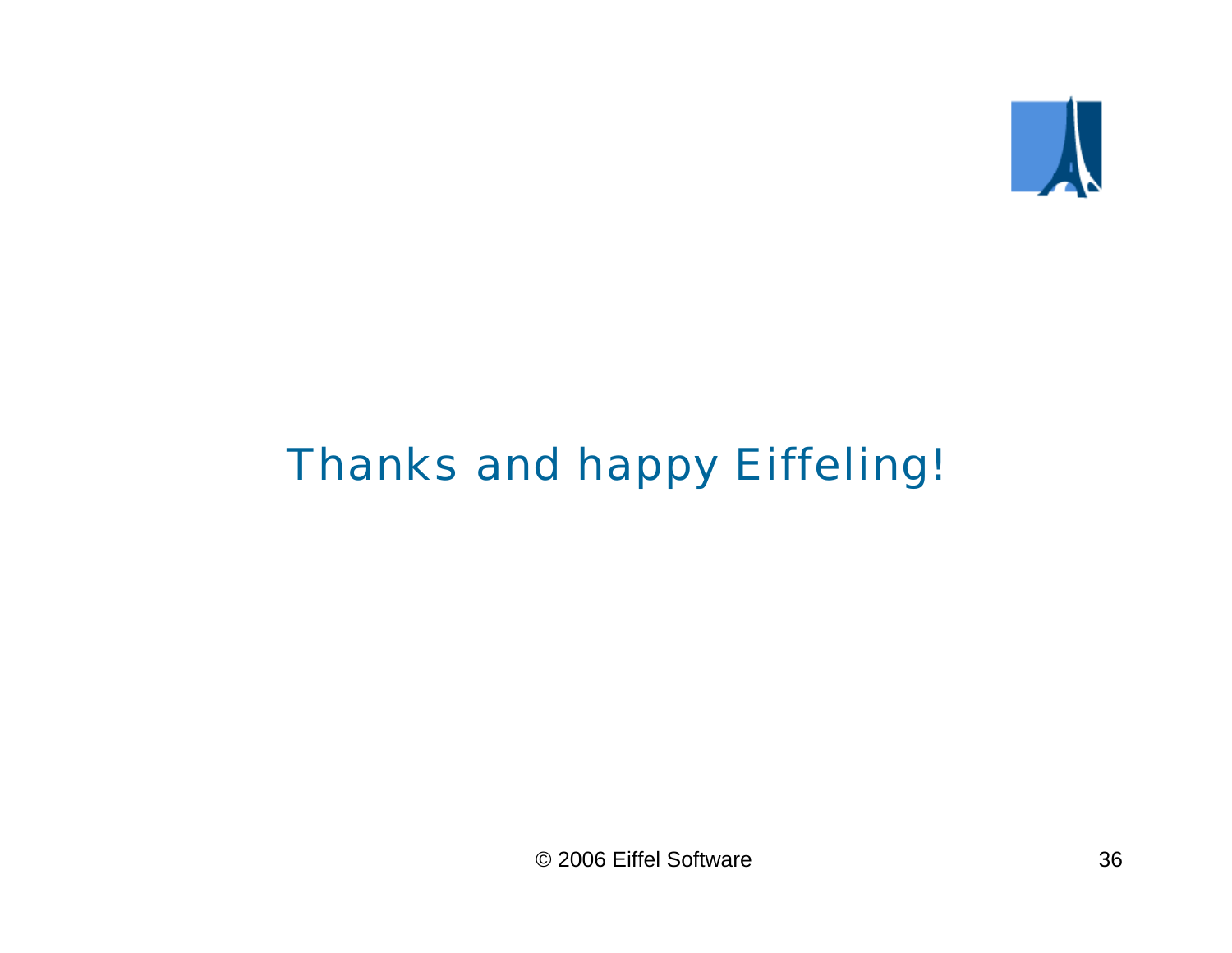Thanks and happy Eiffeling!

© 2006 Eiffel Software